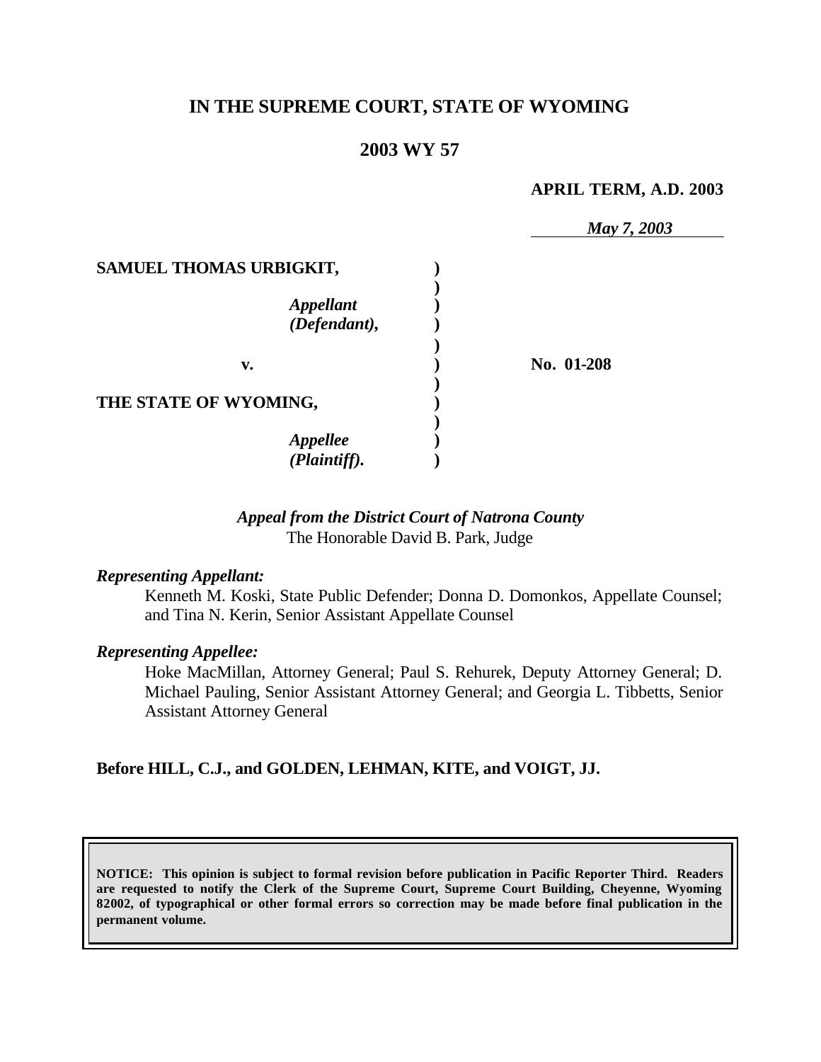# IN THE SUPREME COURT, STATE OF WYOMING

## 2003 WY 57

**APRIL TERM, A.D. 2003**

*May 7, 2003*

| | | |
|---|---|---|
| **SAMUEL THOMAS URBIGKIT,** | **)** | |
| *Appellant (Defendant),* | **)** | |
| **v.** | **)** | **No. 01-208** |
| **THE STATE OF WYOMING,** | **)** | |
| *Appellee (Plaintiff).* | **)** | |

*Appeal from the District Court of Natrona County*
The Honorable David B. Park, Judge

***Representing Appellant:***

Kenneth M. Koski, State Public Defender; Donna D. Domonkos, Appellate Counsel; and Tina N. Kerin, Senior Assistant Appellate Counsel

***Representing Appellee:***

Hoke MacMillan, Attorney General; Paul S. Rehurek, Deputy Attorney General; D. Michael Pauling, Senior Assistant Attorney General; and Georgia L. Tibbetts, Senior Assistant Attorney General

**Before HILL, C.J., and GOLDEN, LEHMAN, KITE, and VOIGT, JJ.**

**NOTICE: This opinion is subject to formal revision before publication in Pacific Reporter Third. Readers are requested to notify the Clerk of the Supreme Court, Supreme Court Building, Cheyenne, Wyoming 82002, of typographical or other formal errors so correction may be made before final publication in the permanent volume.**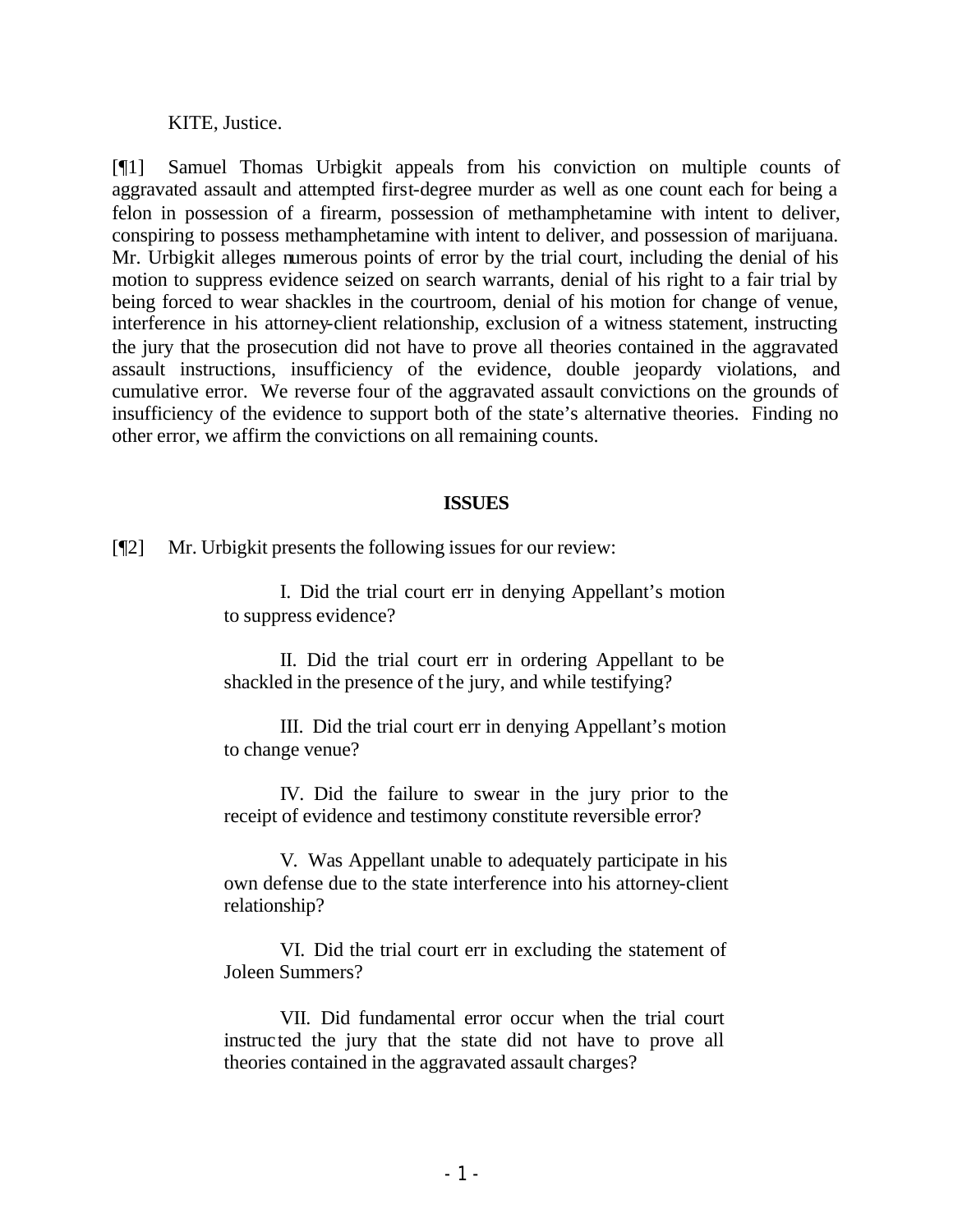KITE, Justice.

[¶1] Samuel Thomas Urbigkit appeals from his conviction on multiple counts of aggravated assault and attempted first-degree murder as well as one count each for being a felon in possession of a firearm, possession of methamphetamine with intent to deliver, conspiring to possess methamphetamine with intent to deliver, and possession of marijuana. Mr. Urbigkit alleges numerous points of error by the trial court, including the denial of his motion to suppress evidence seized on search warrants, denial of his right to a fair trial by being forced to wear shackles in the courtroom, denial of his motion for change of venue, interference in his attorney-client relationship, exclusion of a witness statement, instructing the jury that the prosecution did not have to prove all theories contained in the aggravated assault instructions, insufficiency of the evidence, double jeopardy violations, and cumulative error. We reverse four of the aggravated assault convictions on the grounds of insufficiency of the evidence to support both of the state's alternative theories. Finding no other error, we affirm the convictions on all remaining counts.

## ISSUES

[¶2] Mr. Urbigkit presents the following issues for our review:

> I. Did the trial court err in denying Appellant's motion to suppress evidence?
>
> II. Did the trial court err in ordering Appellant to be shackled in the presence of the jury, and while testifying?
>
> III. Did the trial court err in denying Appellant's motion to change venue?
>
> IV. Did the failure to swear in the jury prior to the receipt of evidence and testimony constitute reversible error?
>
> V. Was Appellant unable to adequately participate in his own defense due to the state interference into his attorney-client relationship?
>
> VI. Did the trial court err in excluding the statement of Joleen Summers?
>
> VII. Did fundamental error occur when the trial court instructed the jury that the state did not have to prove all theories contained in the aggravated assault charges?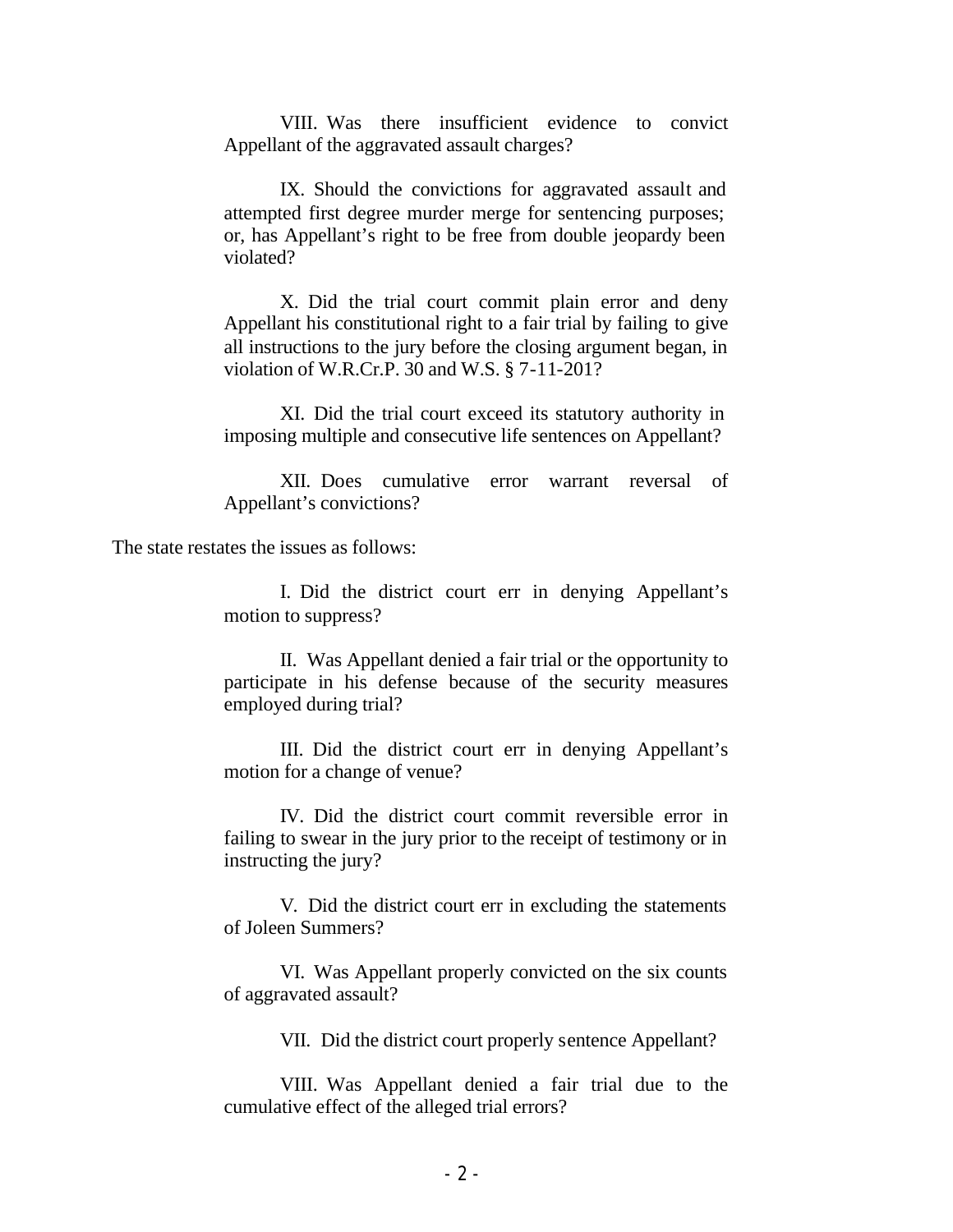VIII. Was there insufficient evidence to convict Appellant of the aggravated assault charges?

IX. Should the convictions for aggravated assault and attempted first degree murder merge for sentencing purposes; or, has Appellant's right to be free from double jeopardy been violated?

X. Did the trial court commit plain error and deny Appellant his constitutional right to a fair trial by failing to give all instructions to the jury before the closing argument began, in violation of W.R.Cr.P. 30 and W.S. § 7-11-201?

XI. Did the trial court exceed its statutory authority in imposing multiple and consecutive life sentences on Appellant?

XII. Does cumulative error warrant reversal of Appellant's convictions?

The state restates the issues as follows:

I. Did the district court err in denying Appellant's motion to suppress?

II. Was Appellant denied a fair trial or the opportunity to participate in his defense because of the security measures employed during trial?

III. Did the district court err in denying Appellant's motion for a change of venue?

IV. Did the district court commit reversible error in failing to swear in the jury prior to the receipt of testimony or in instructing the jury?

V. Did the district court err in excluding the statements of Joleen Summers?

VI. Was Appellant properly convicted on the six counts of aggravated assault?

VII. Did the district court properly sentence Appellant?

VIII. Was Appellant denied a fair trial due to the cumulative effect of the alleged trial errors?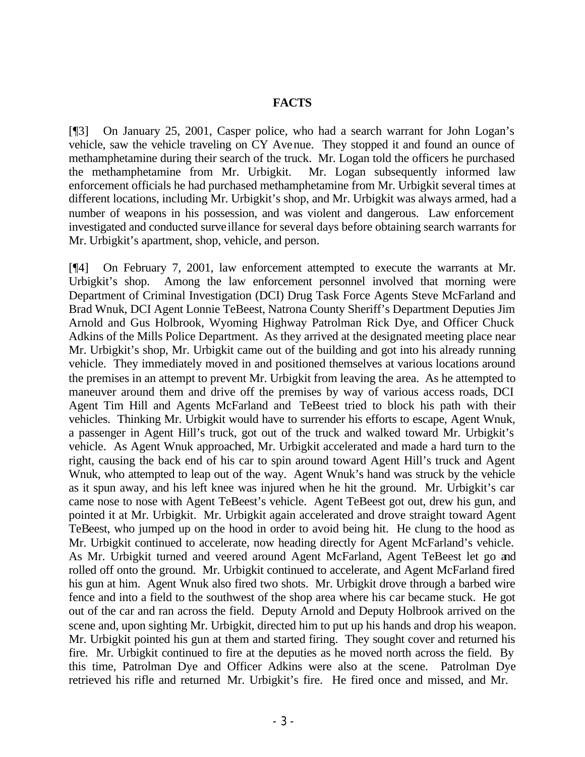**FACTS**

[¶3] On January 25, 2001, Casper police, who had a search warrant for John Logan's vehicle, saw the vehicle traveling on CY Avenue. They stopped it and found an ounce of methamphetamine during their search of the truck. Mr. Logan told the officers he purchased the methamphetamine from Mr. Urbigkit. Mr. Logan subsequently informed law enforcement officials he had purchased methamphetamine from Mr. Urbigkit several times at different locations, including Mr. Urbigkit's shop, and Mr. Urbigkit was always armed, had a number of weapons in his possession, and was violent and dangerous. Law enforcement investigated and conducted surveillance for several days before obtaining search warrants for Mr. Urbigkit's apartment, shop, vehicle, and person.

[¶4] On February 7, 2001, law enforcement attempted to execute the warrants at Mr. Urbigkit's shop. Among the law enforcement personnel involved that morning were Department of Criminal Investigation (DCI) Drug Task Force Agents Steve McFarland and Brad Wnuk, DCI Agent Lonnie TeBeest, Natrona County Sheriff's Department Deputies Jim Arnold and Gus Holbrook, Wyoming Highway Patrolman Rick Dye, and Officer Chuck Adkins of the Mills Police Department. As they arrived at the designated meeting place near Mr. Urbigkit's shop, Mr. Urbigkit came out of the building and got into his already running vehicle. They immediately moved in and positioned themselves at various locations around the premises in an attempt to prevent Mr. Urbigkit from leaving the area. As he attempted to maneuver around them and drive off the premises by way of various access roads, DCI Agent Tim Hill and Agents McFarland and TeBeest tried to block his path with their vehicles. Thinking Mr. Urbigkit would have to surrender his efforts to escape, Agent Wnuk, a passenger in Agent Hill's truck, got out of the truck and walked toward Mr. Urbigkit's vehicle. As Agent Wnuk approached, Mr. Urbigkit accelerated and made a hard turn to the right, causing the back end of his car to spin around toward Agent Hill's truck and Agent Wnuk, who attempted to leap out of the way. Agent Wnuk's hand was struck by the vehicle as it spun away, and his left knee was injured when he hit the ground. Mr. Urbigkit's car came nose to nose with Agent TeBeest's vehicle. Agent TeBeest got out, drew his gun, and pointed it at Mr. Urbigkit. Mr. Urbigkit again accelerated and drove straight toward Agent TeBeest, who jumped up on the hood in order to avoid being hit. He clung to the hood as Mr. Urbigkit continued to accelerate, now heading directly for Agent McFarland's vehicle. As Mr. Urbigkit turned and veered around Agent McFarland, Agent TeBeest let go and rolled off onto the ground. Mr. Urbigkit continued to accelerate, and Agent McFarland fired his gun at him. Agent Wnuk also fired two shots. Mr. Urbigkit drove through a barbed wire fence and into a field to the southwest of the shop area where his car became stuck. He got out of the car and ran across the field. Deputy Arnold and Deputy Holbrook arrived on the scene and, upon sighting Mr. Urbigkit, directed him to put up his hands and drop his weapon. Mr. Urbigkit pointed his gun at them and started firing. They sought cover and returned his fire. Mr. Urbigkit continued to fire at the deputies as he moved north across the field. By this time, Patrolman Dye and Officer Adkins were also at the scene. Patrolman Dye retrieved his rifle and returned Mr. Urbigkit's fire. He fired once and missed, and Mr.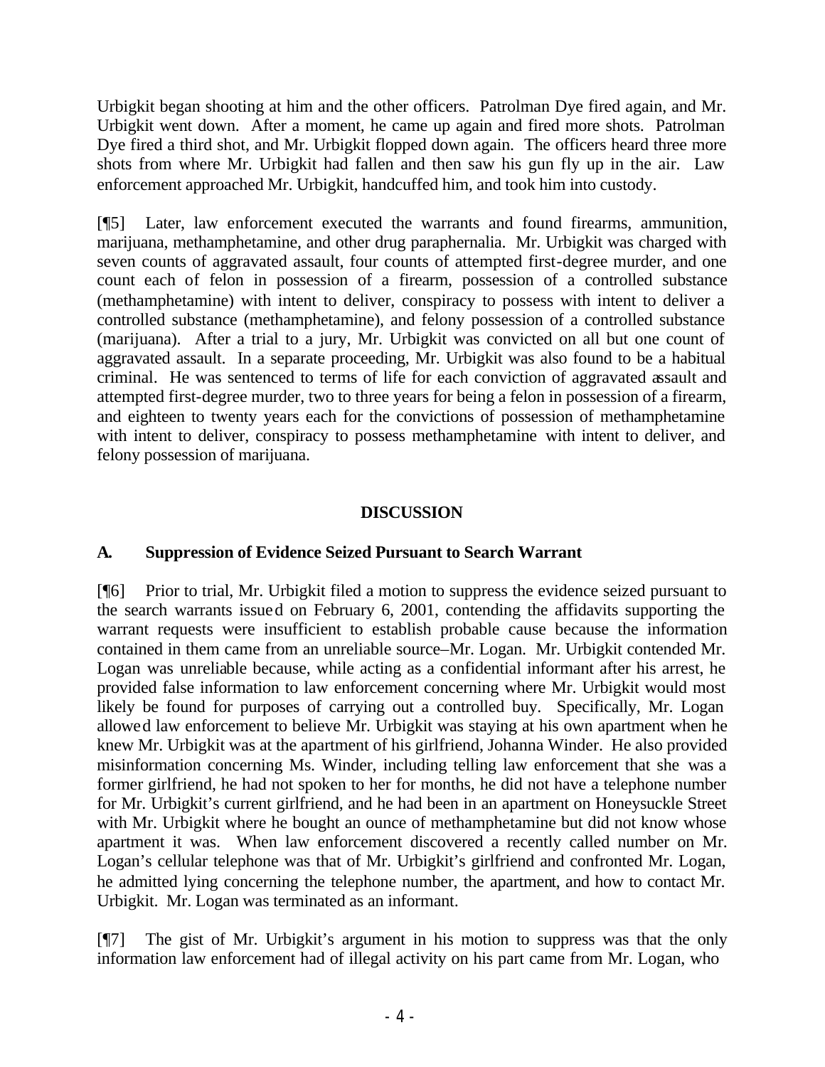Urbigkit began shooting at him and the other officers. Patrolman Dye fired again, and Mr. Urbigkit went down. After a moment, he came up again and fired more shots. Patrolman Dye fired a third shot, and Mr. Urbigkit flopped down again. The officers heard three more shots from where Mr. Urbigkit had fallen and then saw his gun fly up in the air. Law enforcement approached Mr. Urbigkit, handcuffed him, and took him into custody.

[¶5] Later, law enforcement executed the warrants and found firearms, ammunition, marijuana, methamphetamine, and other drug paraphernalia. Mr. Urbigkit was charged with seven counts of aggravated assault, four counts of attempted first-degree murder, and one count each of felon in possession of a firearm, possession of a controlled substance (methamphetamine) with intent to deliver, conspiracy to possess with intent to deliver a controlled substance (methamphetamine), and felony possession of a controlled substance (marijuana). After a trial to a jury, Mr. Urbigkit was convicted on all but one count of aggravated assault. In a separate proceeding, Mr. Urbigkit was also found to be a habitual criminal. He was sentenced to terms of life for each conviction of aggravated assault and attempted first-degree murder, two to three years for being a felon in possession of a firearm, and eighteen to twenty years each for the convictions of possession of methamphetamine with intent to deliver, conspiracy to possess methamphetamine with intent to deliver, and felony possession of marijuana.

## DISCUSSION

### A. Suppression of Evidence Seized Pursuant to Search Warrant

[¶6] Prior to trial, Mr. Urbigkit filed a motion to suppress the evidence seized pursuant to the search warrants issued on February 6, 2001, contending the affidavits supporting the warrant requests were insufficient to establish probable cause because the information contained in them came from an unreliable source–Mr. Logan. Mr. Urbigkit contended Mr. Logan was unreliable because, while acting as a confidential informant after his arrest, he provided false information to law enforcement concerning where Mr. Urbigkit would most likely be found for purposes of carrying out a controlled buy. Specifically, Mr. Logan allowed law enforcement to believe Mr. Urbigkit was staying at his own apartment when he knew Mr. Urbigkit was at the apartment of his girlfriend, Johanna Winder. He also provided misinformation concerning Ms. Winder, including telling law enforcement that she was a former girlfriend, he had not spoken to her for months, he did not have a telephone number for Mr. Urbigkit's current girlfriend, and he had been in an apartment on Honeysuckle Street with Mr. Urbigkit where he bought an ounce of methamphetamine but did not know whose apartment it was. When law enforcement discovered a recently called number on Mr. Logan's cellular telephone was that of Mr. Urbigkit's girlfriend and confronted Mr. Logan, he admitted lying concerning the telephone number, the apartment, and how to contact Mr. Urbigkit. Mr. Logan was terminated as an informant.

[¶7] The gist of Mr. Urbigkit's argument in his motion to suppress was that the only information law enforcement had of illegal activity on his part came from Mr. Logan, who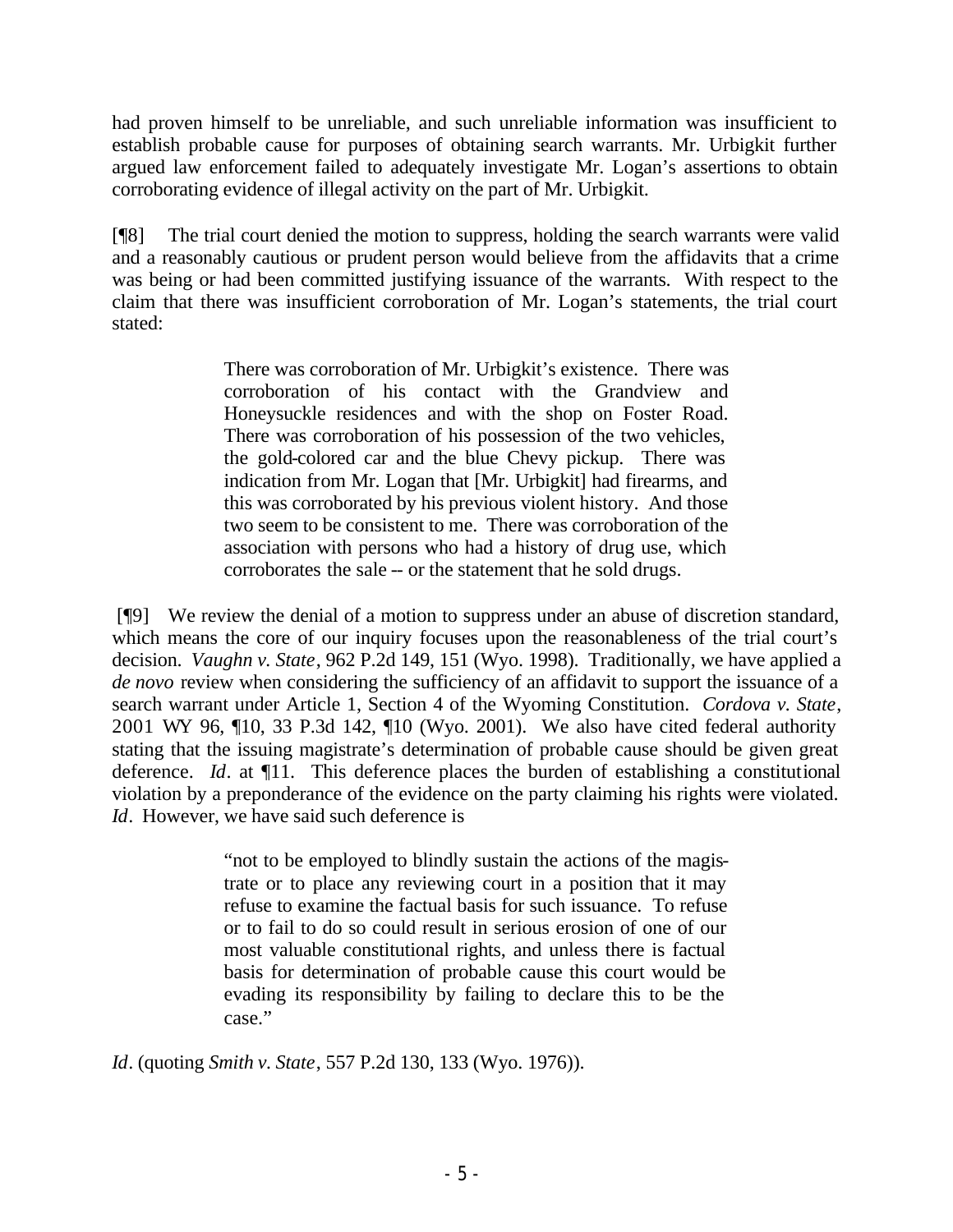had proven himself to be unreliable, and such unreliable information was insufficient to establish probable cause for purposes of obtaining search warrants. Mr. Urbigkit further argued law enforcement failed to adequately investigate Mr. Logan's assertions to obtain corroborating evidence of illegal activity on the part of Mr. Urbigkit.

[¶8] The trial court denied the motion to suppress, holding the search warrants were valid and a reasonably cautious or prudent person would believe from the affidavits that a crime was being or had been committed justifying issuance of the warrants. With respect to the claim that there was insufficient corroboration of Mr. Logan's statements, the trial court stated:

> There was corroboration of Mr. Urbigkit's existence. There was corroboration of his contact with the Grandview and Honeysuckle residences and with the shop on Foster Road. There was corroboration of his possession of the two vehicles, the gold-colored car and the blue Chevy pickup. There was indication from Mr. Logan that [Mr. Urbigkit] had firearms, and this was corroborated by his previous violent history. And those two seem to be consistent to me. There was corroboration of the association with persons who had a history of drug use, which corroborates the sale -- or the statement that he sold drugs.

[¶9] We review the denial of a motion to suppress under an abuse of discretion standard, which means the core of our inquiry focuses upon the reasonableness of the trial court's decision. *Vaughn v. State*, 962 P.2d 149, 151 (Wyo. 1998). Traditionally, we have applied a *de novo* review when considering the sufficiency of an affidavit to support the issuance of a search warrant under Article 1, Section 4 of the Wyoming Constitution. *Cordova v. State*, 2001 WY 96, ¶10, 33 P.3d 142, ¶10 (Wyo. 2001). We also have cited federal authority stating that the issuing magistrate's determination of probable cause should be given great deference. *Id*. at ¶11. This deference places the burden of establishing a constitutional violation by a preponderance of the evidence on the party claiming his rights were violated. *Id*. However, we have said such deference is

> "not to be employed to blindly sustain the actions of the magistrate or to place any reviewing court in a position that it may refuse to examine the factual basis for such issuance. To refuse or to fail to do so could result in serious erosion of one of our most valuable constitutional rights, and unless there is factual basis for determination of probable cause this court would be evading its responsibility by failing to declare this to be the case."

*Id*. (quoting *Smith v. State*, 557 P.2d 130, 133 (Wyo. 1976)).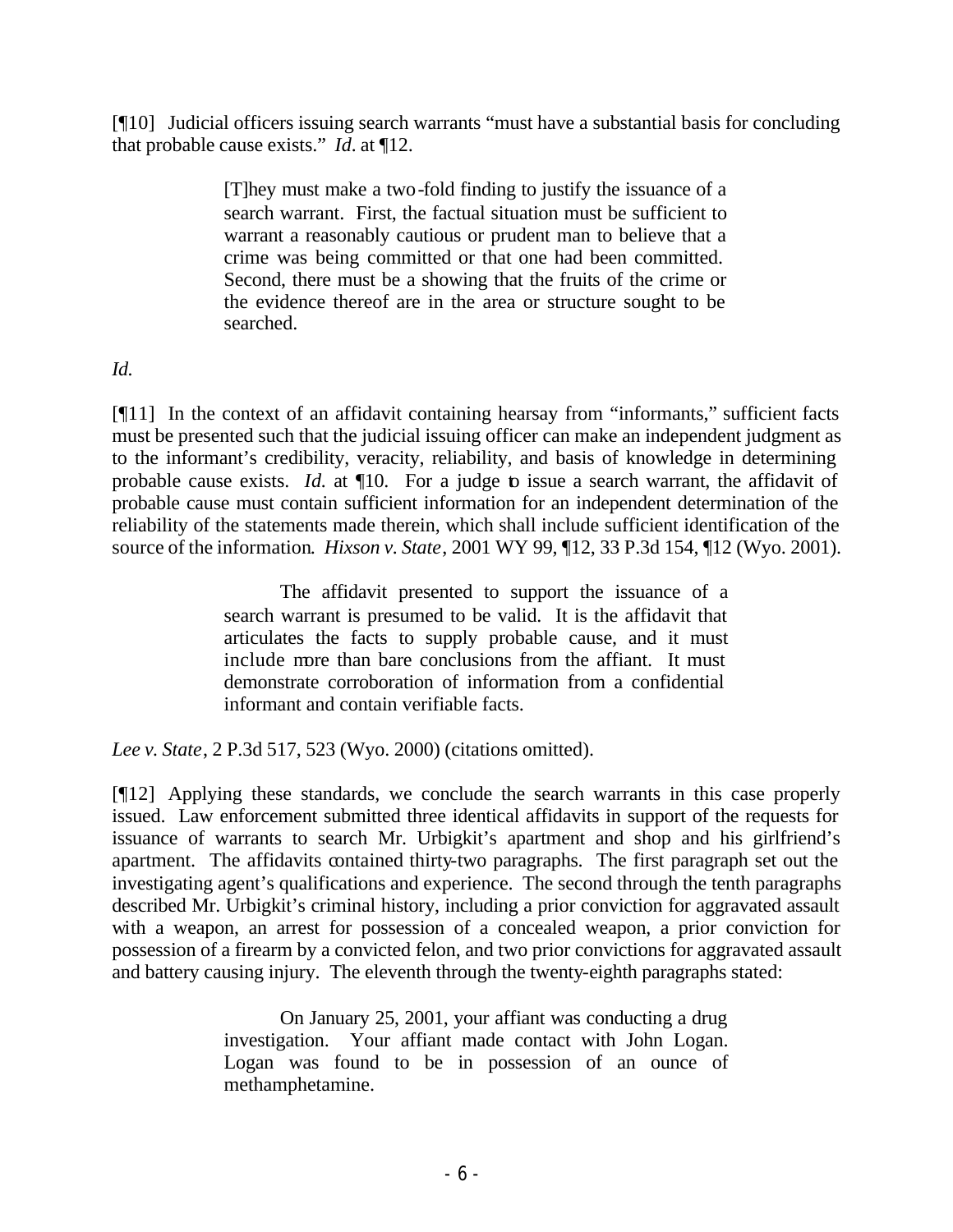[¶10] Judicial officers issuing search warrants "must have a substantial basis for concluding that probable cause exists." *Id*. at ¶12.

> [T]hey must make a two-fold finding to justify the issuance of a search warrant. First, the factual situation must be sufficient to warrant a reasonably cautious or prudent man to believe that a crime was being committed or that one had been committed. Second, there must be a showing that the fruits of the crime or the evidence thereof are in the area or structure sought to be searched.

*Id.*

[¶11] In the context of an affidavit containing hearsay from "informants," sufficient facts must be presented such that the judicial issuing officer can make an independent judgment as to the informant's credibility, veracity, reliability, and basis of knowledge in determining probable cause exists. *Id*. at ¶10. For a judge to issue a search warrant, the affidavit of probable cause must contain sufficient information for an independent determination of the reliability of the statements made therein, which shall include sufficient identification of the source of the information. *Hixson v. State*, 2001 WY 99, ¶12, 33 P.3d 154, ¶12 (Wyo. 2001).

> The affidavit presented to support the issuance of a search warrant is presumed to be valid. It is the affidavit that articulates the facts to supply probable cause, and it must include more than bare conclusions from the affiant. It must demonstrate corroboration of information from a confidential informant and contain verifiable facts.

*Lee v. State*, 2 P.3d 517, 523 (Wyo. 2000) (citations omitted).

[¶12] Applying these standards, we conclude the search warrants in this case properly issued. Law enforcement submitted three identical affidavits in support of the requests for issuance of warrants to search Mr. Urbigkit's apartment and shop and his girlfriend's apartment. The affidavits contained thirty-two paragraphs. The first paragraph set out the investigating agent's qualifications and experience. The second through the tenth paragraphs described Mr. Urbigkit's criminal history, including a prior conviction for aggravated assault with a weapon, an arrest for possession of a concealed weapon, a prior conviction for possession of a firearm by a convicted felon, and two prior convictions for aggravated assault and battery causing injury. The eleventh through the twenty-eighth paragraphs stated:

> On January 25, 2001, your affiant was conducting a drug investigation. Your affiant made contact with John Logan. Logan was found to be in possession of an ounce of methamphetamine.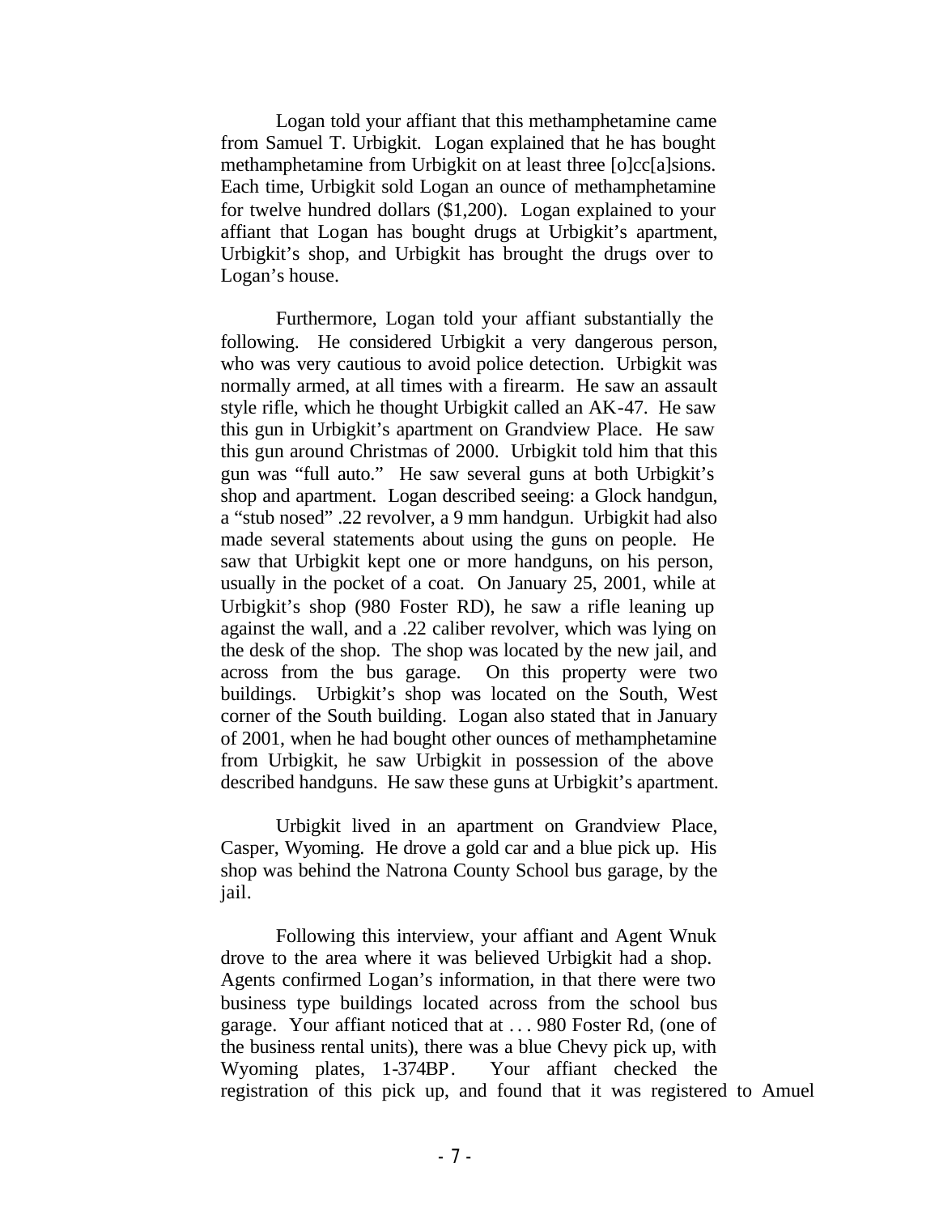Logan told your affiant that this methamphetamine came from Samuel T. Urbigkit. Logan explained that he has bought methamphetamine from Urbigkit on at least three [o]cc[a]sions. Each time, Urbigkit sold Logan an ounce of methamphetamine for twelve hundred dollars ($1,200). Logan explained to your affiant that Logan has bought drugs at Urbigkit's apartment, Urbigkit's shop, and Urbigkit has brought the drugs over to Logan's house.

Furthermore, Logan told your affiant substantially the following. He considered Urbigkit a very dangerous person, who was very cautious to avoid police detection. Urbigkit was normally armed, at all times with a firearm. He saw an assault style rifle, which he thought Urbigkit called an AK-47. He saw this gun in Urbigkit's apartment on Grandview Place. He saw this gun around Christmas of 2000. Urbigkit told him that this gun was "full auto." He saw several guns at both Urbigkit's shop and apartment. Logan described seeing: a Glock handgun, a "stub nosed" .22 revolver, a 9 mm handgun. Urbigkit had also made several statements about using the guns on people. He saw that Urbigkit kept one or more handguns, on his person, usually in the pocket of a coat. On January 25, 2001, while at Urbigkit's shop (980 Foster RD), he saw a rifle leaning up against the wall, and a .22 caliber revolver, which was lying on the desk of the shop. The shop was located by the new jail, and across from the bus garage. On this property were two buildings. Urbigkit's shop was located on the South, West corner of the South building. Logan also stated that in January of 2001, when he had bought other ounces of methamphetamine from Urbigkit, he saw Urbigkit in possession of the above described handguns. He saw these guns at Urbigkit's apartment.

Urbigkit lived in an apartment on Grandview Place, Casper, Wyoming. He drove a gold car and a blue pick up. His shop was behind the Natrona County School bus garage, by the jail.

Following this interview, your affiant and Agent Wnuk drove to the area where it was believed Urbigkit had a shop. Agents confirmed Logan's information, in that there were two business type buildings located across from the school bus garage. Your affiant noticed that at . . . 980 Foster Rd, (one of the business rental units), there was a blue Chevy pick up, with Wyoming plates, 1-374BP. Your affiant checked the registration of this pick up, and found that it was registered to Amuel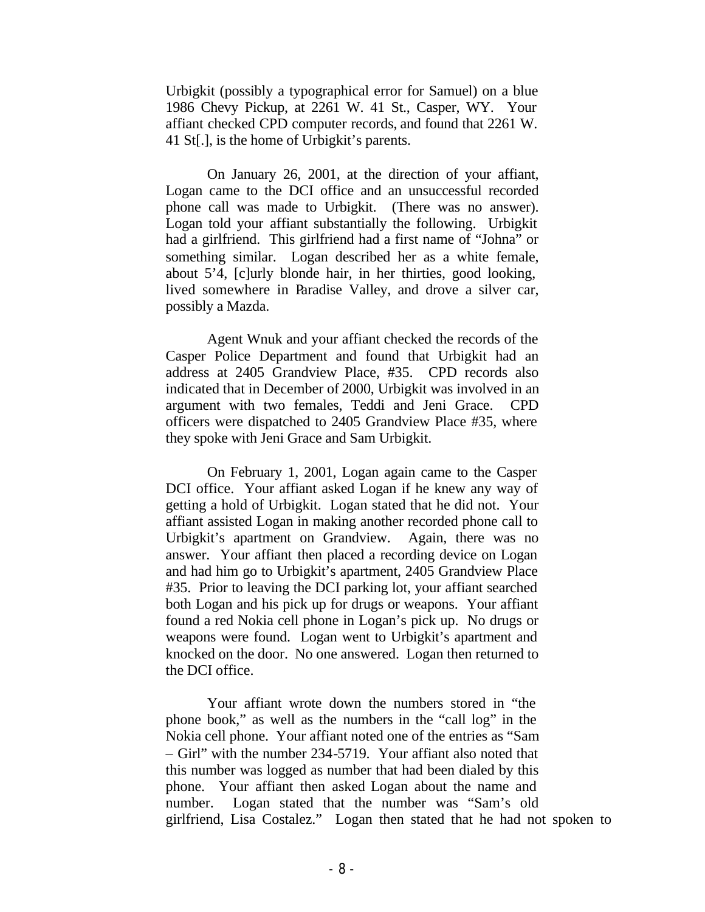Urbigkit (possibly a typographical error for Samuel) on a blue 1986 Chevy Pickup, at 2261 W. 41 St., Casper, WY. Your affiant checked CPD computer records, and found that 2261 W. 41 St[.], is the home of Urbigkit's parents.

On January 26, 2001, at the direction of your affiant, Logan came to the DCI office and an unsuccessful recorded phone call was made to Urbigkit. (There was no answer). Logan told your affiant substantially the following. Urbigkit had a girlfriend. This girlfriend had a first name of "Johna" or something similar. Logan described her as a white female, about 5'4, [c]urly blonde hair, in her thirties, good looking, lived somewhere in Paradise Valley, and drove a silver car, possibly a Mazda.

Agent Wnuk and your affiant checked the records of the Casper Police Department and found that Urbigkit had an address at 2405 Grandview Place, #35. CPD records also indicated that in December of 2000, Urbigkit was involved in an argument with two females, Teddi and Jeni Grace. CPD officers were dispatched to 2405 Grandview Place #35, where they spoke with Jeni Grace and Sam Urbigkit.

On February 1, 2001, Logan again came to the Casper DCI office. Your affiant asked Logan if he knew any way of getting a hold of Urbigkit. Logan stated that he did not. Your affiant assisted Logan in making another recorded phone call to Urbigkit's apartment on Grandview. Again, there was no answer. Your affiant then placed a recording device on Logan and had him go to Urbigkit's apartment, 2405 Grandview Place #35. Prior to leaving the DCI parking lot, your affiant searched both Logan and his pick up for drugs or weapons. Your affiant found a red Nokia cell phone in Logan's pick up. No drugs or weapons were found. Logan went to Urbigkit's apartment and knocked on the door. No one answered. Logan then returned to the DCI office.

Your affiant wrote down the numbers stored in "the phone book," as well as the numbers in the "call log" in the Nokia cell phone. Your affiant noted one of the entries as "Sam – Girl" with the number 234-5719. Your affiant also noted that this number was logged as number that had been dialed by this phone. Your affiant then asked Logan about the name and number. Logan stated that the number was "Sam's old girlfriend, Lisa Costalez." Logan then stated that he had not spoken to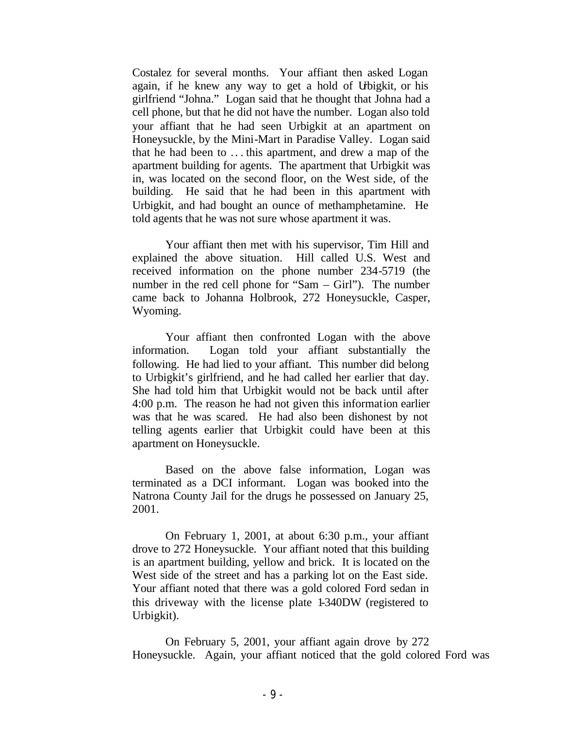Costalez for several months. Your affiant then asked Logan again, if he knew any way to get a hold of Urbigkit, or his girlfriend "Johna." Logan said that he thought that Johna had a cell phone, but that he did not have the number. Logan also told your affiant that he had seen Urbigkit at an apartment on Honeysuckle, by the Mini-Mart in Paradise Valley. Logan said that he had been to . . . this apartment, and drew a map of the apartment building for agents. The apartment that Urbigkit was in, was located on the second floor, on the West side, of the building. He said that he had been in this apartment with Urbigkit, and had bought an ounce of methamphetamine. He told agents that he was not sure whose apartment it was.

Your affiant then met with his supervisor, Tim Hill and explained the above situation. Hill called U.S. West and received information on the phone number 234-5719 (the number in the red cell phone for "Sam – Girl"). The number came back to Johanna Holbrook, 272 Honeysuckle, Casper, Wyoming.

Your affiant then confronted Logan with the above information. Logan told your affiant substantially the following. He had lied to your affiant. This number did belong to Urbigkit's girlfriend, and he had called her earlier that day. She had told him that Urbigkit would not be back until after 4:00 p.m. The reason he had not given this information earlier was that he was scared. He had also been dishonest by not telling agents earlier that Urbigkit could have been at this apartment on Honeysuckle.

Based on the above false information, Logan was terminated as a DCI informant. Logan was booked into the Natrona County Jail for the drugs he possessed on January 25, 2001.

On February 1, 2001, at about 6:30 p.m., your affiant drove to 272 Honeysuckle. Your affiant noted that this building is an apartment building, yellow and brick. It is located on the West side of the street and has a parking lot on the East side. Your affiant noted that there was a gold colored Ford sedan in this driveway with the license plate 1-340DW (registered to Urbigkit).

On February 5, 2001, your affiant again drove by 272 Honeysuckle. Again, your affiant noticed that the gold colored Ford was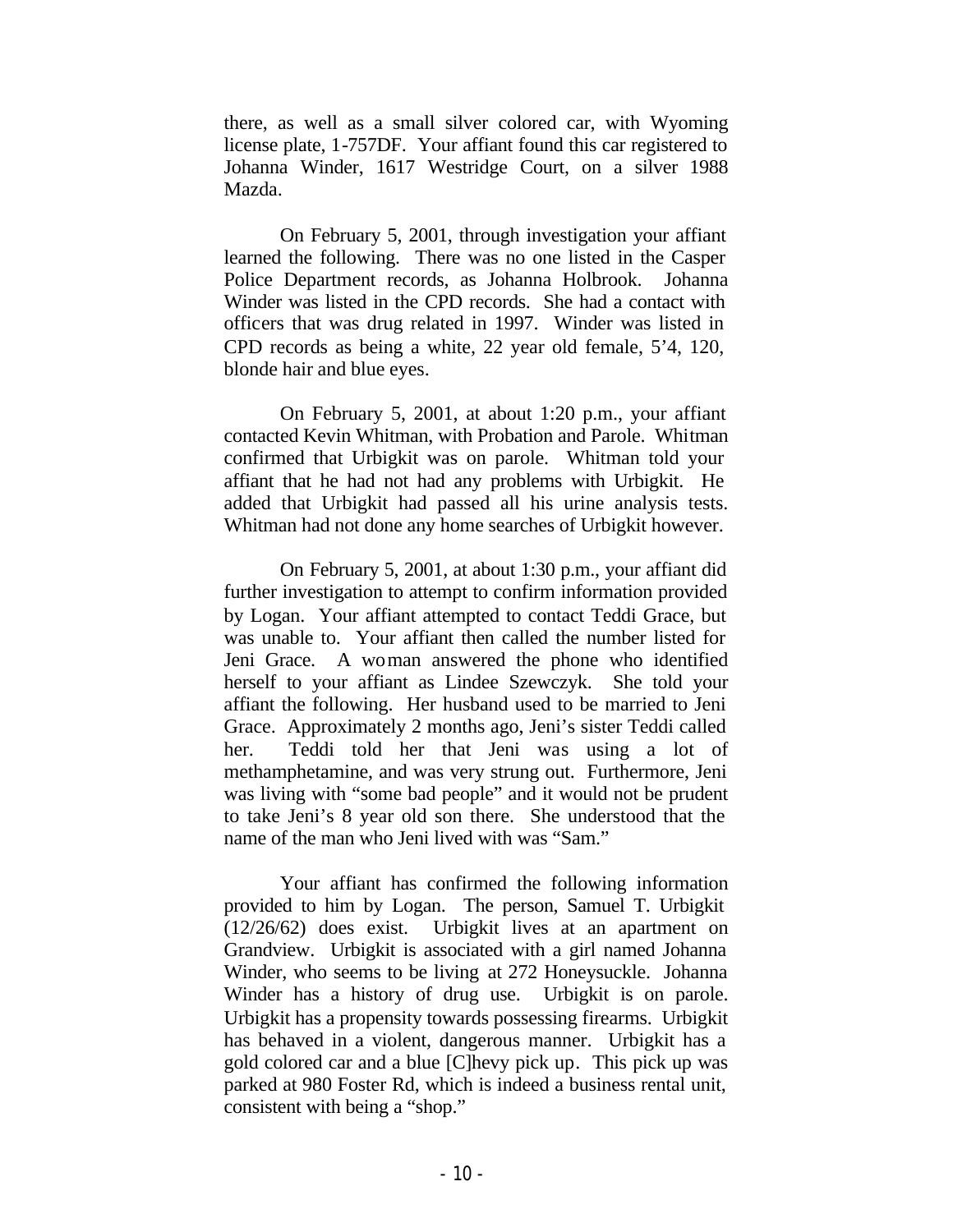there, as well as a small silver colored car, with Wyoming license plate, 1-757DF. Your affiant found this car registered to Johanna Winder, 1617 Westridge Court, on a silver 1988 Mazda.

On February 5, 2001, through investigation your affiant learned the following. There was no one listed in the Casper Police Department records, as Johanna Holbrook. Johanna Winder was listed in the CPD records. She had a contact with officers that was drug related in 1997. Winder was listed in CPD records as being a white, 22 year old female, 5'4, 120, blonde hair and blue eyes.

On February 5, 2001, at about 1:20 p.m., your affiant contacted Kevin Whitman, with Probation and Parole. Whitman confirmed that Urbigkit was on parole. Whitman told your affiant that he had not had any problems with Urbigkit. He added that Urbigkit had passed all his urine analysis tests. Whitman had not done any home searches of Urbigkit however.

On February 5, 2001, at about 1:30 p.m., your affiant did further investigation to attempt to confirm information provided by Logan. Your affiant attempted to contact Teddi Grace, but was unable to. Your affiant then called the number listed for Jeni Grace. A woman answered the phone who identified herself to your affiant as Lindee Szewczyk. She told your affiant the following. Her husband used to be married to Jeni Grace. Approximately 2 months ago, Jeni's sister Teddi called her. Teddi told her that Jeni was using a lot of methamphetamine, and was very strung out. Furthermore, Jeni was living with "some bad people" and it would not be prudent to take Jeni's 8 year old son there. She understood that the name of the man who Jeni lived with was "Sam."

Your affiant has confirmed the following information provided to him by Logan. The person, Samuel T. Urbigkit (12/26/62) does exist. Urbigkit lives at an apartment on Grandview. Urbigkit is associated with a girl named Johanna Winder, who seems to be living at 272 Honeysuckle. Johanna Winder has a history of drug use. Urbigkit is on parole. Urbigkit has a propensity towards possessing firearms. Urbigkit has behaved in a violent, dangerous manner. Urbigkit has a gold colored car and a blue [C]hevy pick up. This pick up was parked at 980 Foster Rd, which is indeed a business rental unit, consistent with being a "shop."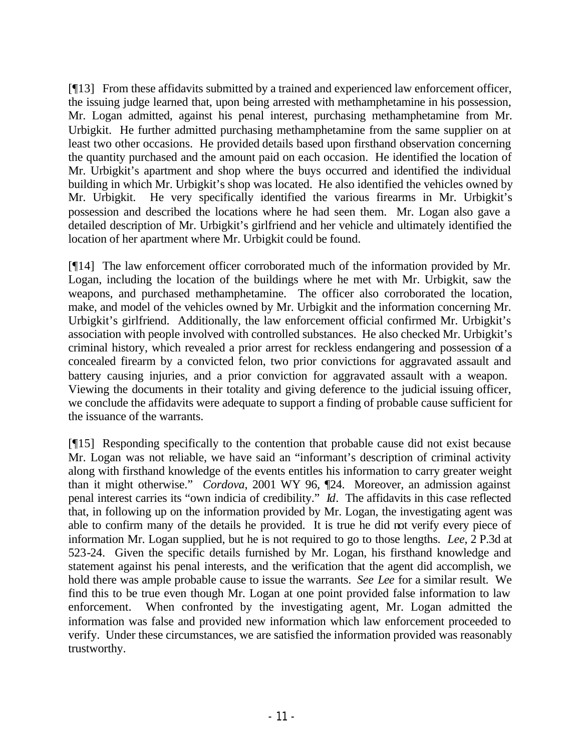[¶13] From these affidavits submitted by a trained and experienced law enforcement officer, the issuing judge learned that, upon being arrested with methamphetamine in his possession, Mr. Logan admitted, against his penal interest, purchasing methamphetamine from Mr. Urbigkit. He further admitted purchasing methamphetamine from the same supplier on at least two other occasions. He provided details based upon firsthand observation concerning the quantity purchased and the amount paid on each occasion. He identified the location of Mr. Urbigkit's apartment and shop where the buys occurred and identified the individual building in which Mr. Urbigkit's shop was located. He also identified the vehicles owned by Mr. Urbigkit. He very specifically identified the various firearms in Mr. Urbigkit's possession and described the locations where he had seen them. Mr. Logan also gave a detailed description of Mr. Urbigkit's girlfriend and her vehicle and ultimately identified the location of her apartment where Mr. Urbigkit could be found.

[¶14] The law enforcement officer corroborated much of the information provided by Mr. Logan, including the location of the buildings where he met with Mr. Urbigkit, saw the weapons, and purchased methamphetamine. The officer also corroborated the location, make, and model of the vehicles owned by Mr. Urbigkit and the information concerning Mr. Urbigkit's girlfriend. Additionally, the law enforcement official confirmed Mr. Urbigkit's association with people involved with controlled substances. He also checked Mr. Urbigkit's criminal history, which revealed a prior arrest for reckless endangering and possession of a concealed firearm by a convicted felon, two prior convictions for aggravated assault and battery causing injuries, and a prior conviction for aggravated assault with a weapon. Viewing the documents in their totality and giving deference to the judicial issuing officer, we conclude the affidavits were adequate to support a finding of probable cause sufficient for the issuance of the warrants.

[¶15] Responding specifically to the contention that probable cause did not exist because Mr. Logan was not reliable, we have said an "informant's description of criminal activity along with firsthand knowledge of the events entitles his information to carry greater weight than it might otherwise." *Cordova*, 2001 WY 96, ¶24. Moreover, an admission against penal interest carries its "own indicia of credibility." *Id*. The affidavits in this case reflected that, in following up on the information provided by Mr. Logan, the investigating agent was able to confirm many of the details he provided. It is true he did not verify every piece of information Mr. Logan supplied, but he is not required to go to those lengths. *Lee*, 2 P.3d at 523-24. Given the specific details furnished by Mr. Logan, his firsthand knowledge and statement against his penal interests, and the verification that the agent did accomplish, we hold there was ample probable cause to issue the warrants. *See Lee* for a similar result. We find this to be true even though Mr. Logan at one point provided false information to law enforcement. When confronted by the investigating agent, Mr. Logan admitted the information was false and provided new information which law enforcement proceeded to verify. Under these circumstances, we are satisfied the information provided was reasonably trustworthy.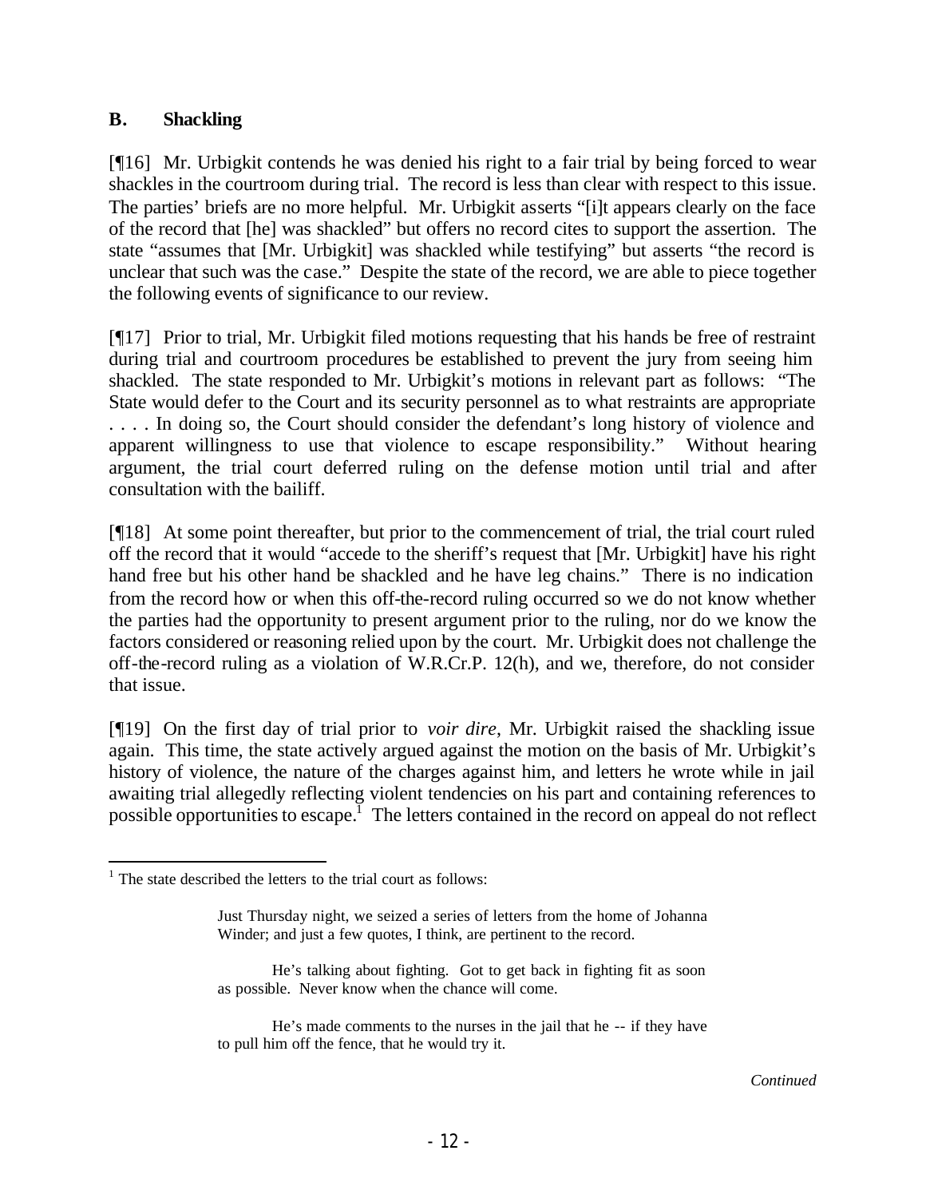### B. Shackling

[¶16] Mr. Urbigkit contends he was denied his right to a fair trial by being forced to wear shackles in the courtroom during trial. The record is less than clear with respect to this issue. The parties' briefs are no more helpful. Mr. Urbigkit asserts "[i]t appears clearly on the face of the record that [he] was shackled" but offers no record cites to support the assertion. The state "assumes that [Mr. Urbigkit] was shackled while testifying" but asserts "the record is unclear that such was the case." Despite the state of the record, we are able to piece together the following events of significance to our review.

[¶17] Prior to trial, Mr. Urbigkit filed motions requesting that his hands be free of restraint during trial and courtroom procedures be established to prevent the jury from seeing him shackled. The state responded to Mr. Urbigkit's motions in relevant part as follows: "The State would defer to the Court and its security personnel as to what restraints are appropriate . . . . In doing so, the Court should consider the defendant's long history of violence and apparent willingness to use that violence to escape responsibility." Without hearing argument, the trial court deferred ruling on the defense motion until trial and after consultation with the bailiff.

[¶18] At some point thereafter, but prior to the commencement of trial, the trial court ruled off the record that it would "accede to the sheriff's request that [Mr. Urbigkit] have his right hand free but his other hand be shackled and he have leg chains." There is no indication from the record how or when this off-the-record ruling occurred so we do not know whether the parties had the opportunity to present argument prior to the ruling, nor do we know the factors considered or reasoning relied upon by the court. Mr. Urbigkit does not challenge the off-the-record ruling as a violation of W.R.Cr.P. 12(h), and we, therefore, do not consider that issue.

[¶19] On the first day of trial prior to *voir dire*, Mr. Urbigkit raised the shackling issue again. This time, the state actively argued against the motion on the basis of Mr. Urbigkit's history of violence, the nature of the charges against him, and letters he wrote while in jail awaiting trial allegedly reflecting violent tendencies on his part and containing references to possible opportunities to escape.[1] The letters contained in the record on appeal do not reflect

---

[1] The state described the letters to the trial court as follows:

> Just Thursday night, we seized a series of letters from the home of Johanna Winder; and just a few quotes, I think, are pertinent to the record.
>
> He's talking about fighting. Got to get back in fighting fit as soon as possible. Never know when the chance will come.
>
> He's made comments to the nurses in the jail that he -- if they have to pull him off the fence, that he would try it.

*Continued*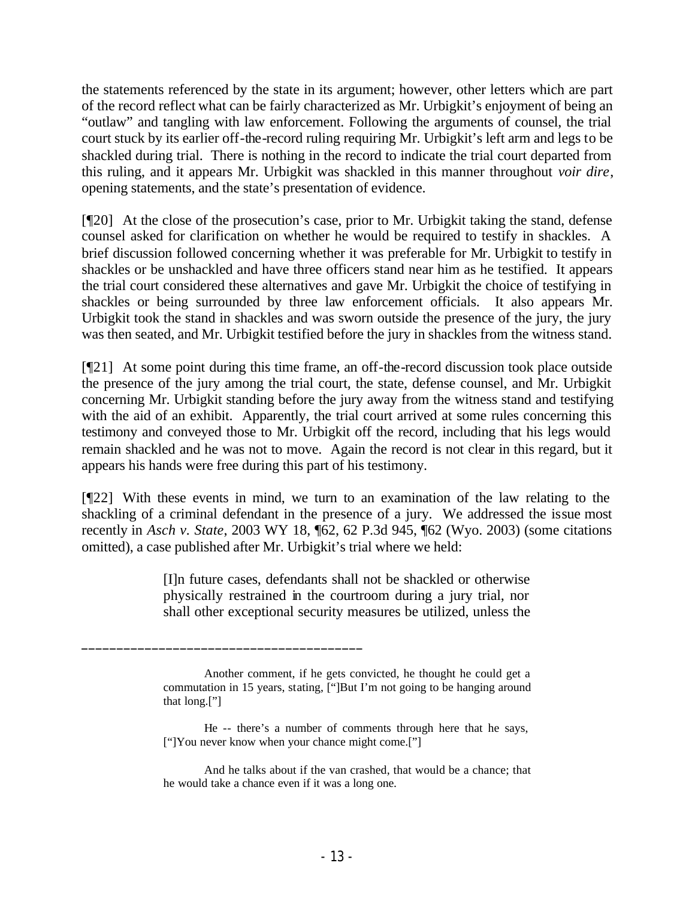the statements referenced by the state in its argument; however, other letters which are part of the record reflect what can be fairly characterized as Mr. Urbigkit's enjoyment of being an "outlaw" and tangling with law enforcement. Following the arguments of counsel, the trial court stuck by its earlier off-the-record ruling requiring Mr. Urbigkit's left arm and legs to be shackled during trial. There is nothing in the record to indicate the trial court departed from this ruling, and it appears Mr. Urbigkit was shackled in this manner throughout *voir dire*, opening statements, and the state's presentation of evidence.

[¶20] At the close of the prosecution's case, prior to Mr. Urbigkit taking the stand, defense counsel asked for clarification on whether he would be required to testify in shackles. A brief discussion followed concerning whether it was preferable for Mr. Urbigkit to testify in shackles or be unshackled and have three officers stand near him as he testified. It appears the trial court considered these alternatives and gave Mr. Urbigkit the choice of testifying in shackles or being surrounded by three law enforcement officials. It also appears Mr. Urbigkit took the stand in shackles and was sworn outside the presence of the jury, the jury was then seated, and Mr. Urbigkit testified before the jury in shackles from the witness stand.

[¶21] At some point during this time frame, an off-the-record discussion took place outside the presence of the jury among the trial court, the state, defense counsel, and Mr. Urbigkit concerning Mr. Urbigkit standing before the jury away from the witness stand and testifying with the aid of an exhibit. Apparently, the trial court arrived at some rules concerning this testimony and conveyed those to Mr. Urbigkit off the record, including that his legs would remain shackled and he was not to move. Again the record is not clear in this regard, but it appears his hands were free during this part of his testimony.

[¶22] With these events in mind, we turn to an examination of the law relating to the shackling of a criminal defendant in the presence of a jury. We addressed the issue most recently in *Asch v. State*, 2003 WY 18, ¶62, 62 P.3d 945, ¶62 (Wyo. 2003) (some citations omitted), a case published after Mr. Urbigkit's trial where we held:

> [I]n future cases, defendants shall not be shackled or otherwise physically restrained in the courtroom during a jury trial, nor shall other exceptional security measures be utilized, unless the

---

> Another comment, if he gets convicted, he thought he could get a commutation in 15 years, stating, ["]But I'm not going to be hanging around that long.["]
>
> He -- there's a number of comments through here that he says, ["]You never know when your chance might come.["]
>
> And he talks about if the van crashed, that would be a chance; that he would take a chance even if it was a long one.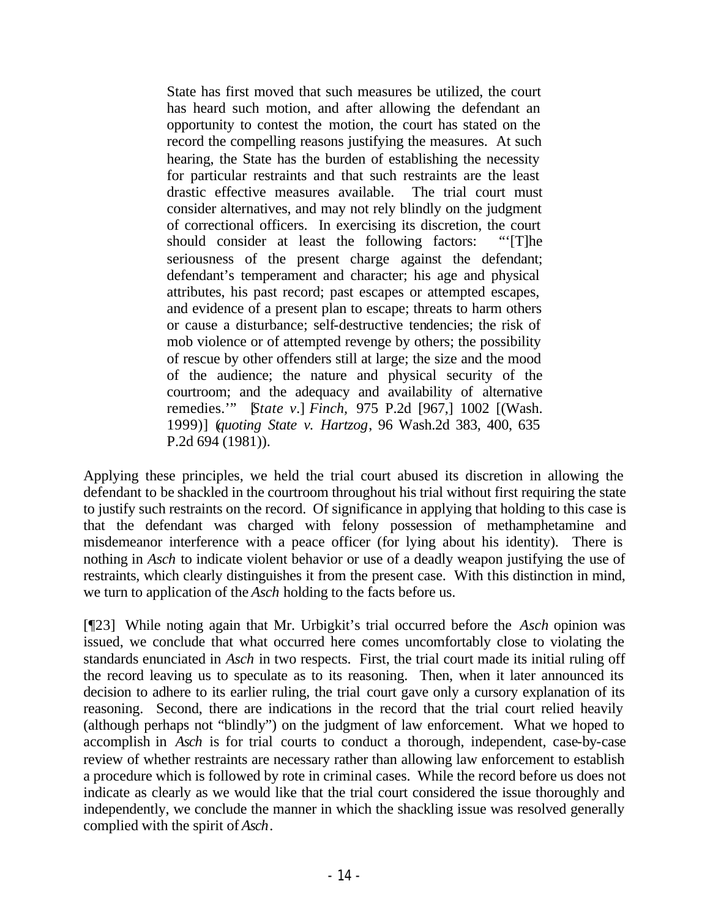> State has first moved that such measures be utilized, the court has heard such motion, and after allowing the defendant an opportunity to contest the motion, the court has stated on the record the compelling reasons justifying the measures. At such hearing, the State has the burden of establishing the necessity for particular restraints and that such restraints are the least drastic effective measures available. The trial court must consider alternatives, and may not rely blindly on the judgment of correctional officers. In exercising its discretion, the court should consider at least the following factors: "'[T]he seriousness of the present charge against the defendant; defendant's temperament and character; his age and physical attributes, his past record; past escapes or attempted escapes, and evidence of a present plan to escape; threats to harm others or cause a disturbance; self-destructive tendencies; the risk of mob violence or of attempted revenge by others; the possibility of rescue by other offenders still at large; the size and the mood of the audience; the nature and physical security of the courtroom; and the adequacy and availability of alternative remedies.'" [*State v.*] *Finch*, 975 P.2d [967,] 1002 [(Wash. 1999)] (*quoting State v. Hartzog*, 96 Wash.2d 383, 400, 635 P.2d 694 (1981)).

Applying these principles, we held the trial court abused its discretion in allowing the defendant to be shackled in the courtroom throughout his trial without first requiring the state to justify such restraints on the record. Of significance in applying that holding to this case is that the defendant was charged with felony possession of methamphetamine and misdemeanor interference with a peace officer (for lying about his identity). There is nothing in *Asch* to indicate violent behavior or use of a deadly weapon justifying the use of restraints, which clearly distinguishes it from the present case. With this distinction in mind, we turn to application of the *Asch* holding to the facts before us.

[¶23] While noting again that Mr. Urbigkit's trial occurred before the *Asch* opinion was issued, we conclude that what occurred here comes uncomfortably close to violating the standards enunciated in *Asch* in two respects. First, the trial court made its initial ruling off the record leaving us to speculate as to its reasoning. Then, when it later announced its decision to adhere to its earlier ruling, the trial court gave only a cursory explanation of its reasoning. Second, there are indications in the record that the trial court relied heavily (although perhaps not "blindly") on the judgment of law enforcement. What we hoped to accomplish in *Asch* is for trial courts to conduct a thorough, independent, case-by-case review of whether restraints are necessary rather than allowing law enforcement to establish a procedure which is followed by rote in criminal cases. While the record before us does not indicate as clearly as we would like that the trial court considered the issue thoroughly and independently, we conclude the manner in which the shackling issue was resolved generally complied with the spirit of *Asch*.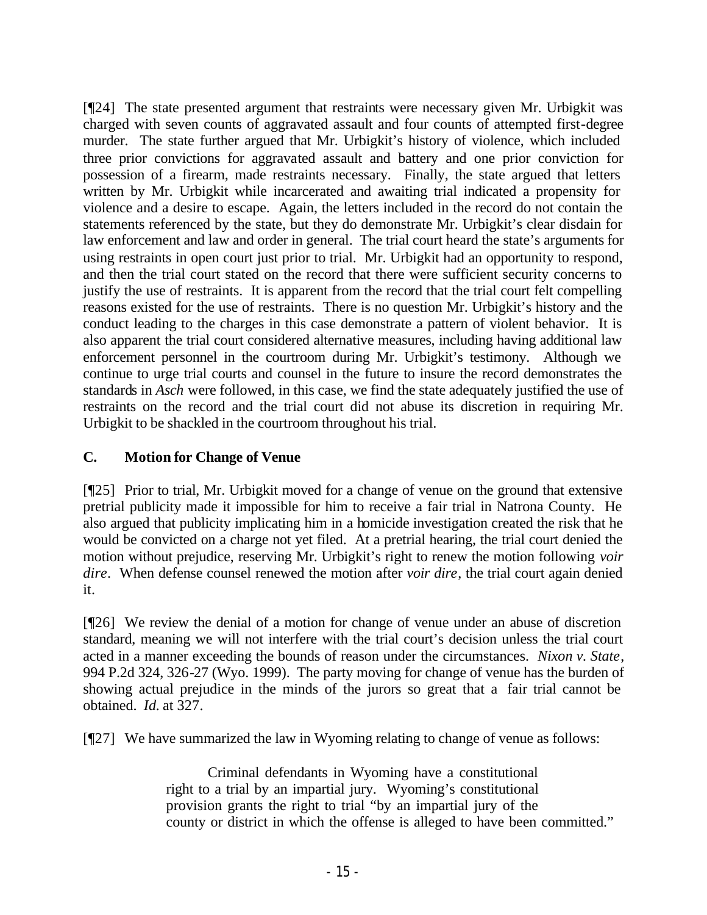[¶24] The state presented argument that restraints were necessary given Mr. Urbigkit was charged with seven counts of aggravated assault and four counts of attempted first-degree murder. The state further argued that Mr. Urbigkit's history of violence, which included three prior convictions for aggravated assault and battery and one prior conviction for possession of a firearm, made restraints necessary. Finally, the state argued that letters written by Mr. Urbigkit while incarcerated and awaiting trial indicated a propensity for violence and a desire to escape. Again, the letters included in the record do not contain the statements referenced by the state, but they do demonstrate Mr. Urbigkit's clear disdain for law enforcement and law and order in general. The trial court heard the state's arguments for using restraints in open court just prior to trial. Mr. Urbigkit had an opportunity to respond, and then the trial court stated on the record that there were sufficient security concerns to justify the use of restraints. It is apparent from the record that the trial court felt compelling reasons existed for the use of restraints. There is no question Mr. Urbigkit's history and the conduct leading to the charges in this case demonstrate a pattern of violent behavior. It is also apparent the trial court considered alternative measures, including having additional law enforcement personnel in the courtroom during Mr. Urbigkit's testimony. Although we continue to urge trial courts and counsel in the future to insure the record demonstrates the standards in *Asch* were followed, in this case, we find the state adequately justified the use of restraints on the record and the trial court did not abuse its discretion in requiring Mr. Urbigkit to be shackled in the courtroom throughout his trial.

### C. Motion for Change of Venue

[¶25] Prior to trial, Mr. Urbigkit moved for a change of venue on the ground that extensive pretrial publicity made it impossible for him to receive a fair trial in Natrona County. He also argued that publicity implicating him in a homicide investigation created the risk that he would be convicted on a charge not yet filed. At a pretrial hearing, the trial court denied the motion without prejudice, reserving Mr. Urbigkit's right to renew the motion following *voir dire*. When defense counsel renewed the motion after *voir dire*, the trial court again denied it.

[¶26] We review the denial of a motion for change of venue under an abuse of discretion standard, meaning we will not interfere with the trial court's decision unless the trial court acted in a manner exceeding the bounds of reason under the circumstances. *Nixon v. State*, 994 P.2d 324, 326-27 (Wyo. 1999). The party moving for change of venue has the burden of showing actual prejudice in the minds of the jurors so great that a fair trial cannot be obtained. *Id.* at 327.

[¶27] We have summarized the law in Wyoming relating to change of venue as follows:

> Criminal defendants in Wyoming have a constitutional right to a trial by an impartial jury. Wyoming's constitutional provision grants the right to trial "by an impartial jury of the county or district in which the offense is alleged to have been committed."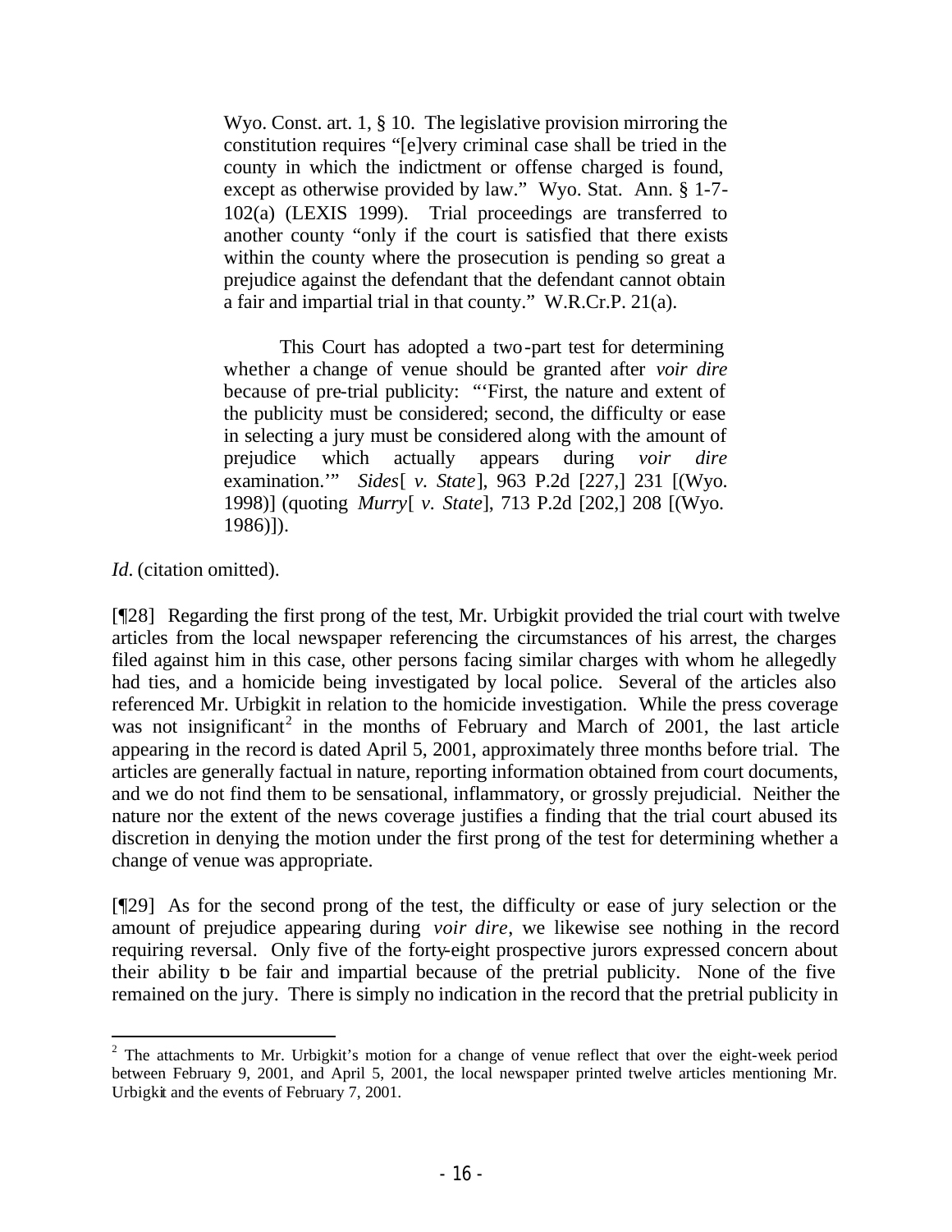> Wyo. Const. art. 1, § 10. The legislative provision mirroring the constitution requires "[e]very criminal case shall be tried in the county in which the indictment or offense charged is found, except as otherwise provided by law." Wyo. Stat. Ann. § 1-7-102(a) (LEXIS 1999). Trial proceedings are transferred to another county "only if the court is satisfied that there exists within the county where the prosecution is pending so great a prejudice against the defendant that the defendant cannot obtain a fair and impartial trial in that county." W.R.Cr.P. 21(a).
>
> This Court has adopted a two-part test for determining whether a change of venue should be granted after *voir dire* because of pre-trial publicity: "'First, the nature and extent of the publicity must be considered; second, the difficulty or ease in selecting a jury must be considered along with the amount of prejudice which actually appears during *voir dire* examination.'" *Sides*[ *v. State*], 963 P.2d [227,] 231 [(Wyo. 1998)] (quoting *Murry*[ *v. State*], 713 P.2d [202,] 208 [(Wyo. 1986)]).

*Id.* (citation omitted).

[¶28] Regarding the first prong of the test, Mr. Urbigkit provided the trial court with twelve articles from the local newspaper referencing the circumstances of his arrest, the charges filed against him in this case, other persons facing similar charges with whom he allegedly had ties, and a homicide being investigated by local police. Several of the articles also referenced Mr. Urbigkit in relation to the homicide investigation. While the press coverage was not insignificant[2] in the months of February and March of 2001, the last article appearing in the record is dated April 5, 2001, approximately three months before trial. The articles are generally factual in nature, reporting information obtained from court documents, and we do not find them to be sensational, inflammatory, or grossly prejudicial. Neither the nature nor the extent of the news coverage justifies a finding that the trial court abused its discretion in denying the motion under the first prong of the test for determining whether a change of venue was appropriate.

[¶29] As for the second prong of the test, the difficulty or ease of jury selection or the amount of prejudice appearing during *voir dire*, we likewise see nothing in the record requiring reversal. Only five of the forty-eight prospective jurors expressed concern about their ability to be fair and impartial because of the pretrial publicity. None of the five remained on the jury. There is simply no indication in the record that the pretrial publicity in

---

[2] The attachments to Mr. Urbigkit's motion for a change of venue reflect that over the eight-week period between February 9, 2001, and April 5, 2001, the local newspaper printed twelve articles mentioning Mr. Urbigkit and the events of February 7, 2001.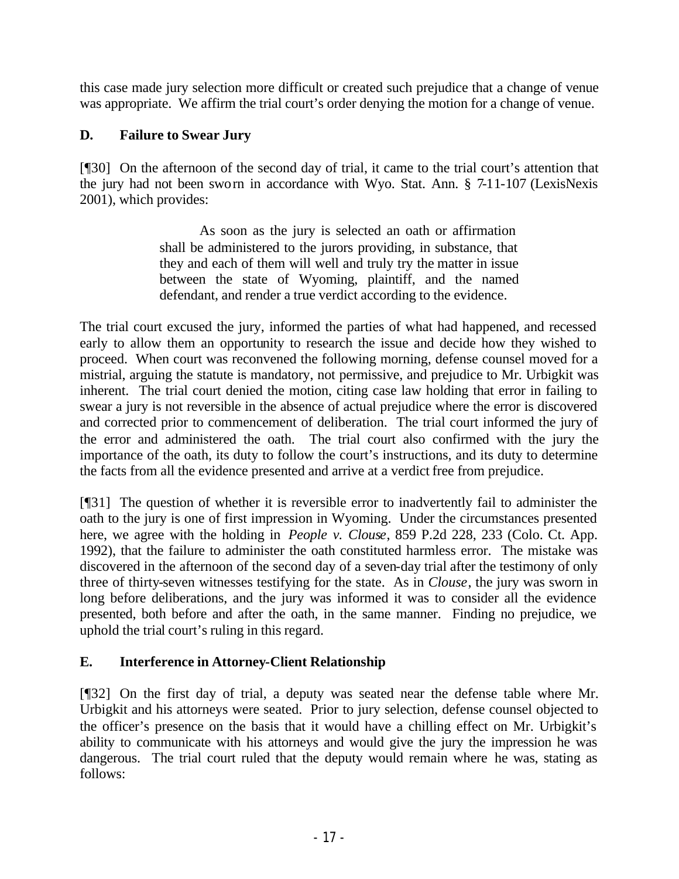this case made jury selection more difficult or created such prejudice that a change of venue was appropriate. We affirm the trial court's order denying the motion for a change of venue.

### D. Failure to Swear Jury

[¶30] On the afternoon of the second day of trial, it came to the trial court's attention that the jury had not been sworn in accordance with Wyo. Stat. Ann. § 7-11-107 (LexisNexis 2001), which provides:

> As soon as the jury is selected an oath or affirmation shall be administered to the jurors providing, in substance, that they and each of them will well and truly try the matter in issue between the state of Wyoming, plaintiff, and the named defendant, and render a true verdict according to the evidence.

The trial court excused the jury, informed the parties of what had happened, and recessed early to allow them an opportunity to research the issue and decide how they wished to proceed. When court was reconvened the following morning, defense counsel moved for a mistrial, arguing the statute is mandatory, not permissive, and prejudice to Mr. Urbigkit was inherent. The trial court denied the motion, citing case law holding that error in failing to swear a jury is not reversible in the absence of actual prejudice where the error is discovered and corrected prior to commencement of deliberation. The trial court informed the jury of the error and administered the oath. The trial court also confirmed with the jury the importance of the oath, its duty to follow the court's instructions, and its duty to determine the facts from all the evidence presented and arrive at a verdict free from prejudice.

[¶31] The question of whether it is reversible error to inadvertently fail to administer the oath to the jury is one of first impression in Wyoming. Under the circumstances presented here, we agree with the holding in *People v. Clouse*, 859 P.2d 228, 233 (Colo. Ct. App. 1992), that the failure to administer the oath constituted harmless error. The mistake was discovered in the afternoon of the second day of a seven-day trial after the testimony of only three of thirty-seven witnesses testifying for the state. As in *Clouse*, the jury was sworn in long before deliberations, and the jury was informed it was to consider all the evidence presented, both before and after the oath, in the same manner. Finding no prejudice, we uphold the trial court's ruling in this regard.

### E. Interference in Attorney-Client Relationship

[¶32] On the first day of trial, a deputy was seated near the defense table where Mr. Urbigkit and his attorneys were seated. Prior to jury selection, defense counsel objected to the officer's presence on the basis that it would have a chilling effect on Mr. Urbigkit's ability to communicate with his attorneys and would give the jury the impression he was dangerous. The trial court ruled that the deputy would remain where he was, stating as follows: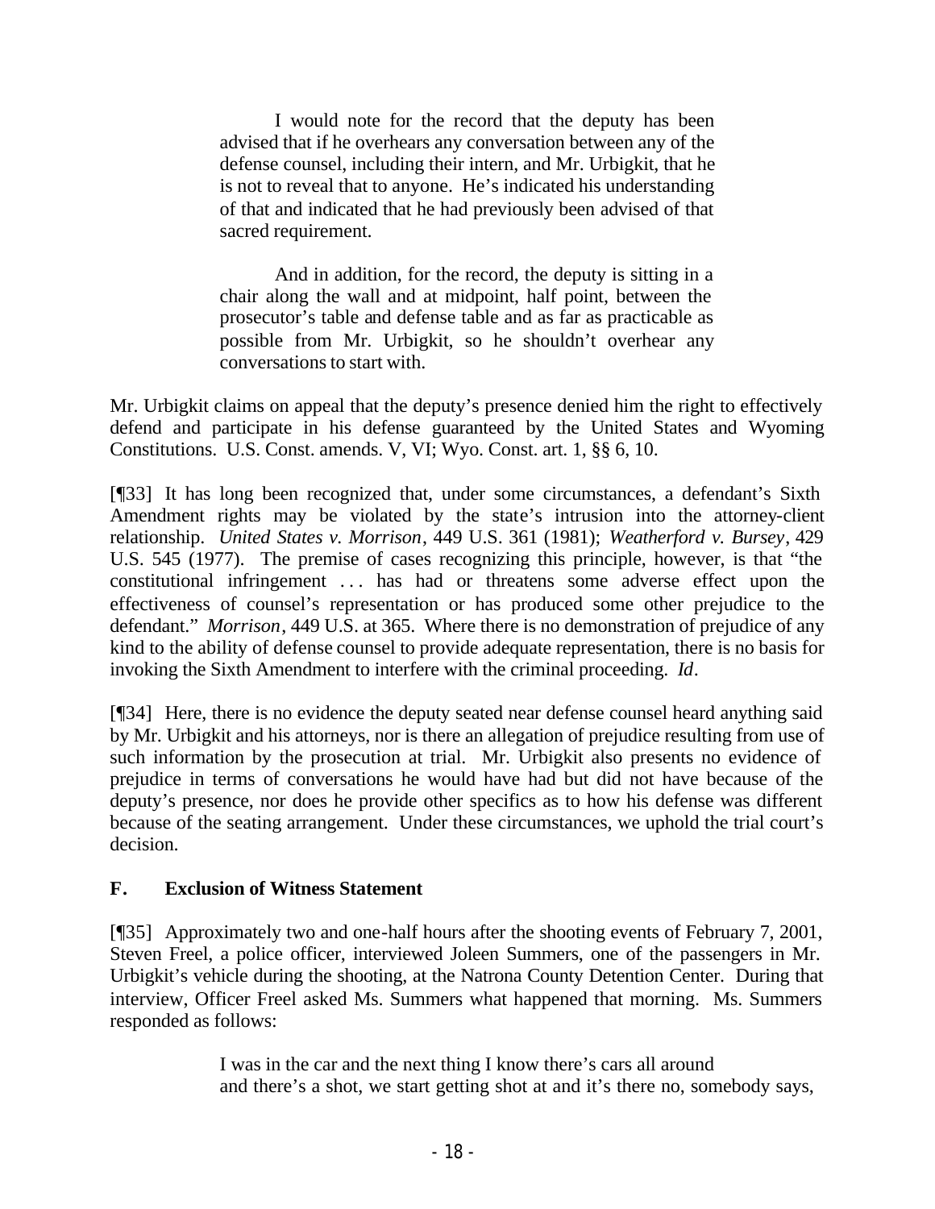> I would note for the record that the deputy has been advised that if he overhears any conversation between any of the defense counsel, including their intern, and Mr. Urbigkit, that he is not to reveal that to anyone. He's indicated his understanding of that and indicated that he had previously been advised of that sacred requirement.
>
> And in addition, for the record, the deputy is sitting in a chair along the wall and at midpoint, half point, between the prosecutor's table and defense table and as far as practicable as possible from Mr. Urbigkit, so he shouldn't overhear any conversations to start with.

Mr. Urbigkit claims on appeal that the deputy's presence denied him the right to effectively defend and participate in his defense guaranteed by the United States and Wyoming Constitutions. U.S. Const. amends. V, VI; Wyo. Const. art. 1, §§ 6, 10.

[¶33] It has long been recognized that, under some circumstances, a defendant's Sixth Amendment rights may be violated by the state's intrusion into the attorney-client relationship. *United States v. Morrison*, 449 U.S. 361 (1981); *Weatherford v. Bursey*, 429 U.S. 545 (1977). The premise of cases recognizing this principle, however, is that "the constitutional infringement . . . has had or threatens some adverse effect upon the effectiveness of counsel's representation or has produced some other prejudice to the defendant." *Morrison*, 449 U.S. at 365. Where there is no demonstration of prejudice of any kind to the ability of defense counsel to provide adequate representation, there is no basis for invoking the Sixth Amendment to interfere with the criminal proceeding. *Id*.

[¶34] Here, there is no evidence the deputy seated near defense counsel heard anything said by Mr. Urbigkit and his attorneys, nor is there an allegation of prejudice resulting from use of such information by the prosecution at trial. Mr. Urbigkit also presents no evidence of prejudice in terms of conversations he would have had but did not have because of the deputy's presence, nor does he provide other specifics as to how his defense was different because of the seating arrangement. Under these circumstances, we uphold the trial court's decision.

## F. Exclusion of Witness Statement

[¶35] Approximately two and one-half hours after the shooting events of February 7, 2001, Steven Freel, a police officer, interviewed Joleen Summers, one of the passengers in Mr. Urbigkit's vehicle during the shooting, at the Natrona County Detention Center. During that interview, Officer Freel asked Ms. Summers what happened that morning. Ms. Summers responded as follows:

> I was in the car and the next thing I know there's cars all around and there's a shot, we start getting shot at and it's there no, somebody says,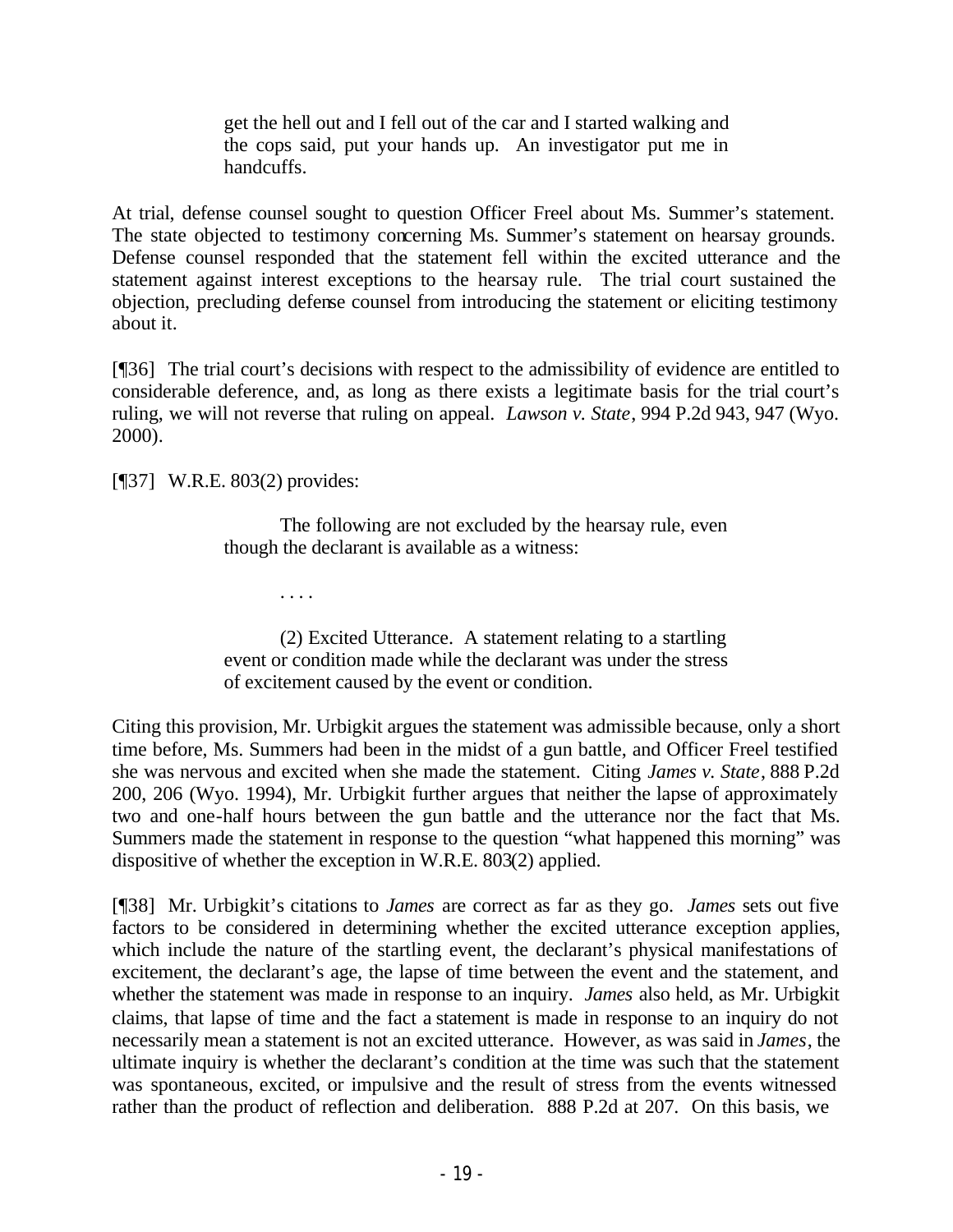> get the hell out and I fell out of the car and I started walking and the cops said, put your hands up. An investigator put me in handcuffs.

At trial, defense counsel sought to question Officer Freel about Ms. Summer's statement. The state objected to testimony concerning Ms. Summer's statement on hearsay grounds. Defense counsel responded that the statement fell within the excited utterance and the statement against interest exceptions to the hearsay rule. The trial court sustained the objection, precluding defense counsel from introducing the statement or eliciting testimony about it.

[¶36] The trial court's decisions with respect to the admissibility of evidence are entitled to considerable deference, and, as long as there exists a legitimate basis for the trial court's ruling, we will not reverse that ruling on appeal. *Lawson v. State*, 994 P.2d 943, 947 (Wyo. 2000).

[¶37] W.R.E. 803(2) provides:

> The following are not excluded by the hearsay rule, even though the declarant is available as a witness:
>
> . . . .
>
> (2) Excited Utterance. A statement relating to a startling event or condition made while the declarant was under the stress of excitement caused by the event or condition.

Citing this provision, Mr. Urbigkit argues the statement was admissible because, only a short time before, Ms. Summers had been in the midst of a gun battle, and Officer Freel testified she was nervous and excited when she made the statement. Citing *James v. State*, 888 P.2d 200, 206 (Wyo. 1994), Mr. Urbigkit further argues that neither the lapse of approximately two and one-half hours between the gun battle and the utterance nor the fact that Ms. Summers made the statement in response to the question "what happened this morning" was dispositive of whether the exception in W.R.E. 803(2) applied.

[¶38] Mr. Urbigkit's citations to *James* are correct as far as they go. *James* sets out five factors to be considered in determining whether the excited utterance exception applies, which include the nature of the startling event, the declarant's physical manifestations of excitement, the declarant's age, the lapse of time between the event and the statement, and whether the statement was made in response to an inquiry. *James* also held, as Mr. Urbigkit claims, that lapse of time and the fact a statement is made in response to an inquiry do not necessarily mean a statement is not an excited utterance. However, as was said in *James*, the ultimate inquiry is whether the declarant's condition at the time was such that the statement was spontaneous, excited, or impulsive and the result of stress from the events witnessed rather than the product of reflection and deliberation. 888 P.2d at 207. On this basis, we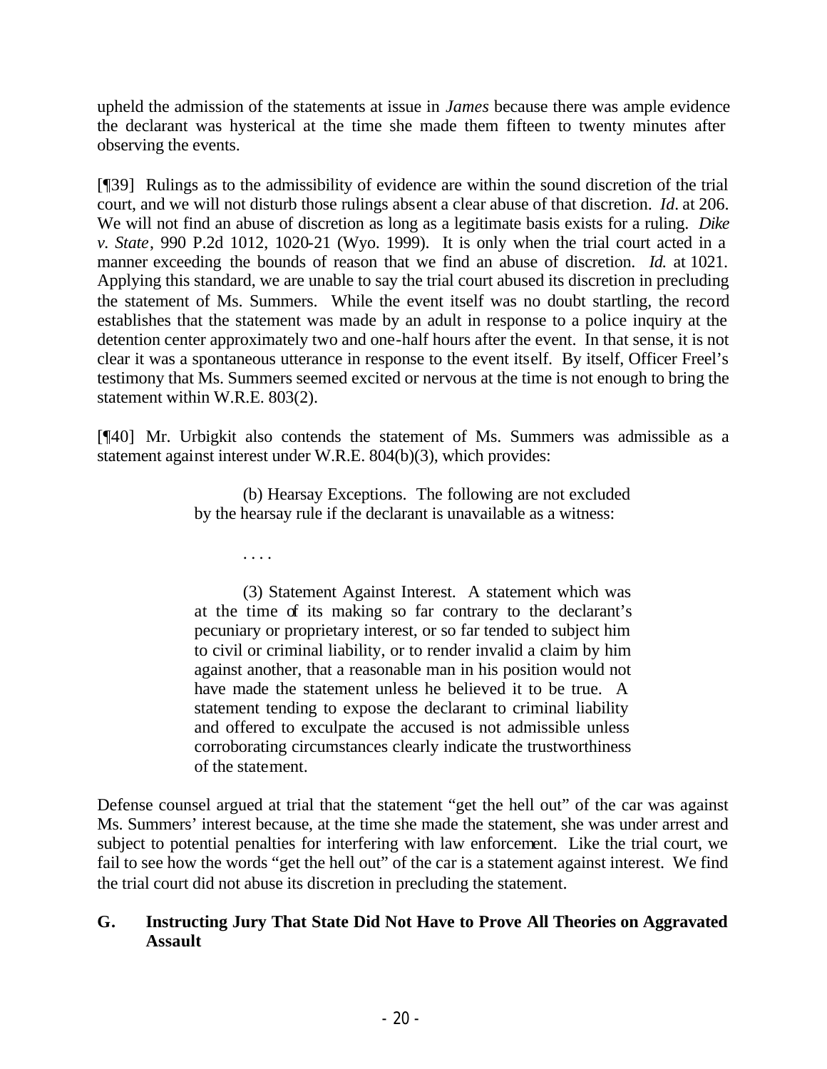upheld the admission of the statements at issue in *James* because there was ample evidence the declarant was hysterical at the time she made them fifteen to twenty minutes after observing the events.

[¶39] Rulings as to the admissibility of evidence are within the sound discretion of the trial court, and we will not disturb those rulings absent a clear abuse of that discretion. *Id.* at 206. We will not find an abuse of discretion as long as a legitimate basis exists for a ruling. *Dike v. State*, 990 P.2d 1012, 1020-21 (Wyo. 1999). It is only when the trial court acted in a manner exceeding the bounds of reason that we find an abuse of discretion. *Id.* at 1021. Applying this standard, we are unable to say the trial court abused its discretion in precluding the statement of Ms. Summers. While the event itself was no doubt startling, the record establishes that the statement was made by an adult in response to a police inquiry at the detention center approximately two and one-half hours after the event. In that sense, it is not clear it was a spontaneous utterance in response to the event itself. By itself, Officer Freel's testimony that Ms. Summers seemed excited or nervous at the time is not enough to bring the statement within W.R.E. 803(2).

[¶40] Mr. Urbigkit also contends the statement of Ms. Summers was admissible as a statement against interest under W.R.E. 804(b)(3), which provides:

> (b) Hearsay Exceptions. The following are not excluded by the hearsay rule if the declarant is unavailable as a witness:
>
> . . . .
>
> (3) Statement Against Interest. A statement which was at the time of its making so far contrary to the declarant's pecuniary or proprietary interest, or so far tended to subject him to civil or criminal liability, or to render invalid a claim by him against another, that a reasonable man in his position would not have made the statement unless he believed it to be true. A statement tending to expose the declarant to criminal liability and offered to exculpate the accused is not admissible unless corroborating circumstances clearly indicate the trustworthiness of the statement.

Defense counsel argued at trial that the statement "get the hell out" of the car was against Ms. Summers' interest because, at the time she made the statement, she was under arrest and subject to potential penalties for interfering with law enforcement. Like the trial court, we fail to see how the words "get the hell out" of the car is a statement against interest. We find the trial court did not abuse its discretion in precluding the statement.

## G. Instructing Jury That State Did Not Have to Prove All Theories on Aggravated Assault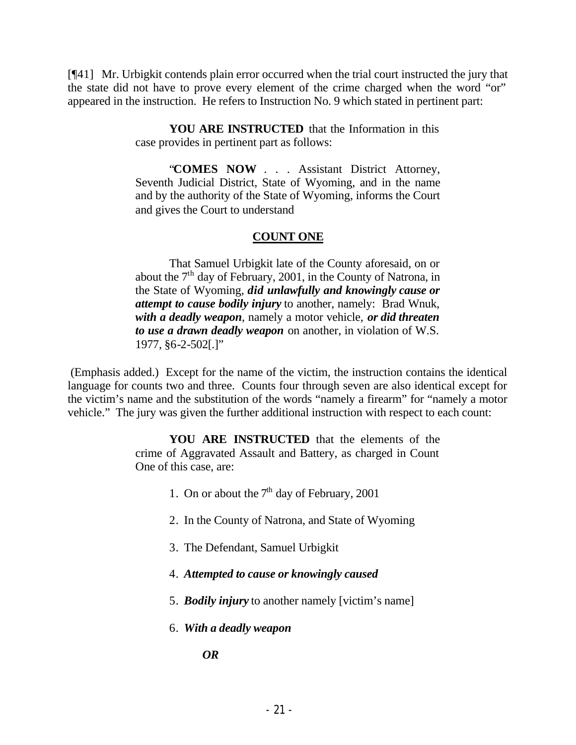[¶41] Mr. Urbigkit contends plain error occurred when the trial court instructed the jury that the state did not have to prove every element of the crime charged when the word "or" appeared in the instruction. He refers to Instruction No. 9 which stated in pertinent part:

> **YOU ARE INSTRUCTED** that the Information in this case provides in pertinent part as follows:
>
> "**COMES NOW** . . . Assistant District Attorney, Seventh Judicial District, State of Wyoming, and in the name and by the authority of the State of Wyoming, informs the Court and gives the Court to understand
>
> **COUNT ONE**
>
> That Samuel Urbigkit late of the County aforesaid, on or about the 7th day of February, 2001, in the County of Natrona, in the State of Wyoming, ***did unlawfully and knowingly cause or attempt to cause bodily injury*** to another, namely: Brad Wnuk, ***with a deadly weapon***, namely a motor vehicle, ***or did threaten to use a drawn deadly weapon*** on another, in violation of W.S. 1977, §6-2-502[.]"

(Emphasis added.) Except for the name of the victim, the instruction contains the identical language for counts two and three. Counts four through seven are also identical except for the victim's name and the substitution of the words "namely a firearm" for "namely a motor vehicle." The jury was given the further additional instruction with respect to each count:

> **YOU ARE INSTRUCTED** that the elements of the crime of Aggravated Assault and Battery, as charged in Count One of this case, are:
>
> 1. On or about the 7th day of February, 2001
> 2. In the County of Natrona, and State of Wyoming
> 3. The Defendant, Samuel Urbigkit
> 4. ***Attempted to cause or knowingly caused***
> 5. ***Bodily injury*** to another namely [victim's name]
> 6. ***With a deadly weapon***
>
> ***OR***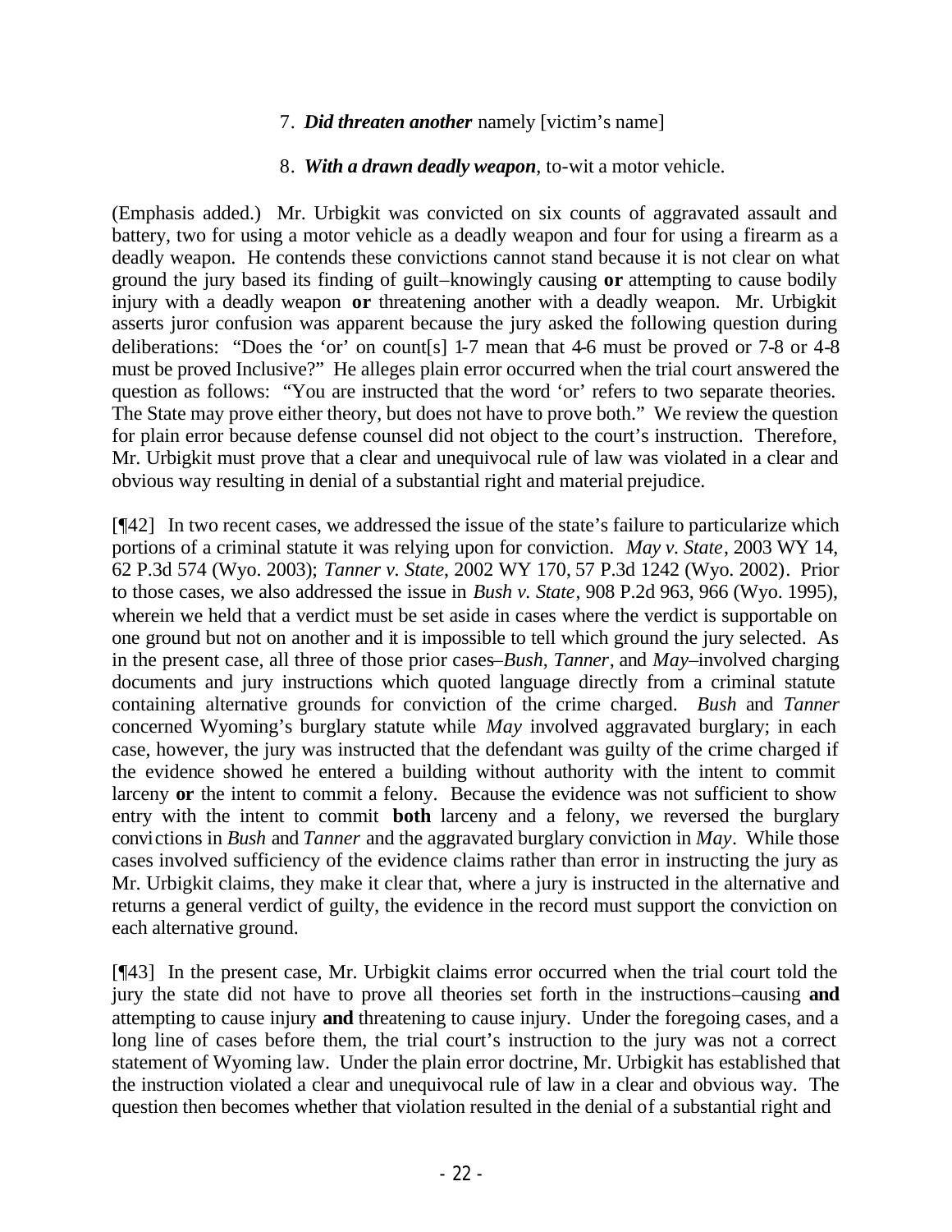7. ***Did threaten another*** namely [victim's name]

8. ***With a drawn deadly weapon***, to-wit a motor vehicle.

(Emphasis added.) Mr. Urbigkit was convicted on six counts of aggravated assault and battery, two for using a motor vehicle as a deadly weapon and four for using a firearm as a deadly weapon. He contends these convictions cannot stand because it is not clear on what ground the jury based its finding of guilt–knowingly causing **or** attempting to cause bodily injury with a deadly weapon **or** threatening another with a deadly weapon. Mr. Urbigkit asserts juror confusion was apparent because the jury asked the following question during deliberations: "Does the 'or' on count[s] 1-7 mean that 4-6 must be proved or 7-8 or 4-8 must be proved Inclusive?" He alleges plain error occurred when the trial court answered the question as follows: "You are instructed that the word 'or' refers to two separate theories. The State may prove either theory, but does not have to prove both." We review the question for plain error because defense counsel did not object to the court's instruction. Therefore, Mr. Urbigkit must prove that a clear and unequivocal rule of law was violated in a clear and obvious way resulting in denial of a substantial right and material prejudice.

[¶42] In two recent cases, we addressed the issue of the state's failure to particularize which portions of a criminal statute it was relying upon for conviction. *May v. State*, 2003 WY 14, 62 P.3d 574 (Wyo. 2003); *Tanner v. State*, 2002 WY 170, 57 P.3d 1242 (Wyo. 2002). Prior to those cases, we also addressed the issue in *Bush v. State*, 908 P.2d 963, 966 (Wyo. 1995), wherein we held that a verdict must be set aside in cases where the verdict is supportable on one ground but not on another and it is impossible to tell which ground the jury selected. As in the present case, all three of those prior cases–*Bush*, *Tanner*, and *May*–involved charging documents and jury instructions which quoted language directly from a criminal statute containing alternative grounds for conviction of the crime charged. *Bush* and *Tanner* concerned Wyoming's burglary statute while *May* involved aggravated burglary; in each case, however, the jury was instructed that the defendant was guilty of the crime charged if the evidence showed he entered a building without authority with the intent to commit larceny **or** the intent to commit a felony. Because the evidence was not sufficient to show entry with the intent to commit **both** larceny and a felony, we reversed the burglary convictions in *Bush* and *Tanner* and the aggravated burglary conviction in *May*. While those cases involved sufficiency of the evidence claims rather than error in instructing the jury as Mr. Urbigkit claims, they make it clear that, where a jury is instructed in the alternative and returns a general verdict of guilty, the evidence in the record must support the conviction on each alternative ground.

[¶43] In the present case, Mr. Urbigkit claims error occurred when the trial court told the jury the state did not have to prove all theories set forth in the instructions–causing **and** attempting to cause injury **and** threatening to cause injury. Under the foregoing cases, and a long line of cases before them, the trial court's instruction to the jury was not a correct statement of Wyoming law. Under the plain error doctrine, Mr. Urbigkit has established that the instruction violated a clear and unequivocal rule of law in a clear and obvious way. The question then becomes whether that violation resulted in the denial of a substantial right and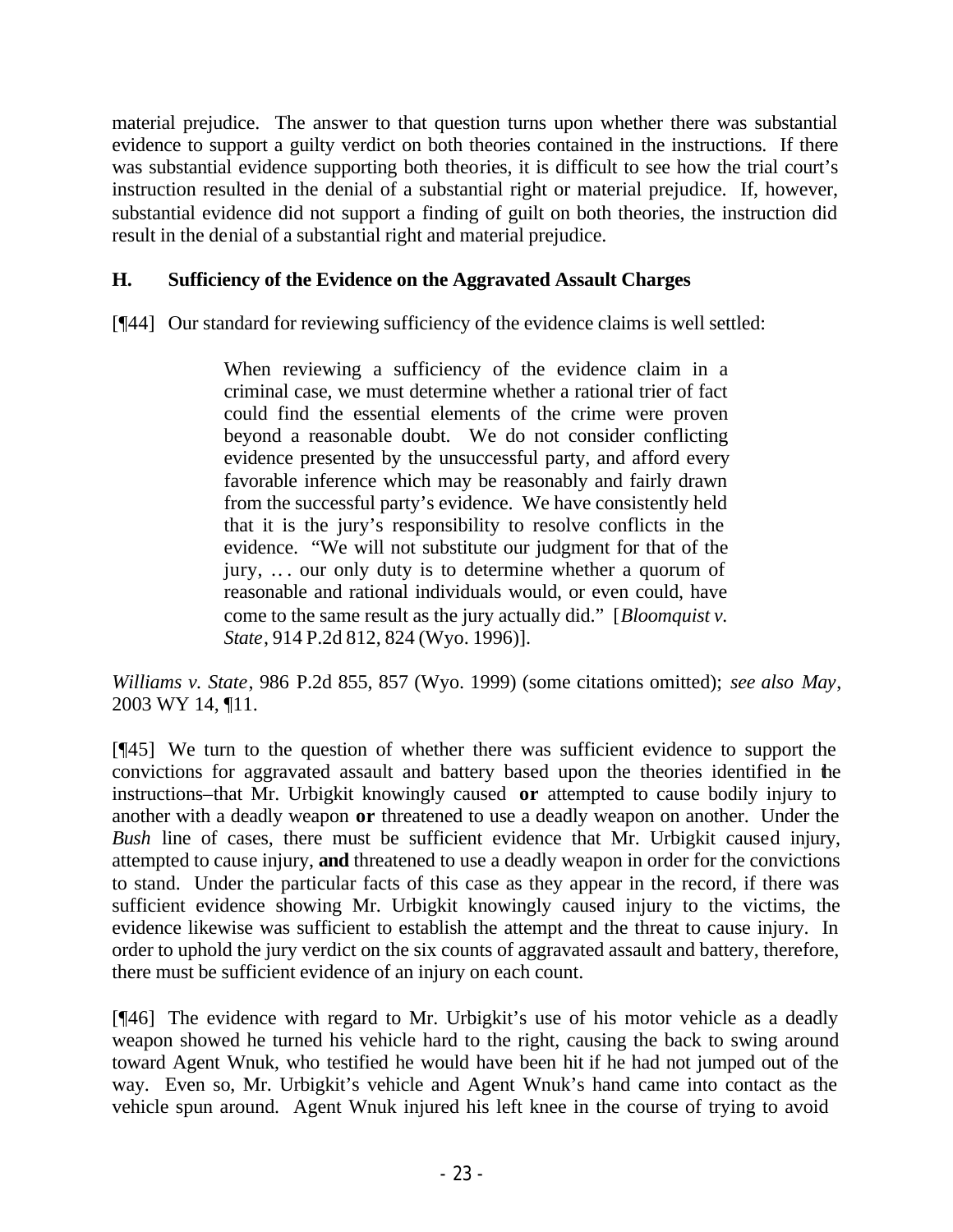material prejudice. The answer to that question turns upon whether there was substantial evidence to support a guilty verdict on both theories contained in the instructions. If there was substantial evidence supporting both theories, it is difficult to see how the trial court's instruction resulted in the denial of a substantial right or material prejudice. If, however, substantial evidence did not support a finding of guilt on both theories, the instruction did result in the denial of a substantial right and material prejudice.

### H. Sufficiency of the Evidence on the Aggravated Assault Charges

[¶44] Our standard for reviewing sufficiency of the evidence claims is well settled:

> When reviewing a sufficiency of the evidence claim in a criminal case, we must determine whether a rational trier of fact could find the essential elements of the crime were proven beyond a reasonable doubt. We do not consider conflicting evidence presented by the unsuccessful party, and afford every favorable inference which may be reasonably and fairly drawn from the successful party's evidence. We have consistently held that it is the jury's responsibility to resolve conflicts in the evidence. "We will not substitute our judgment for that of the jury, ... our only duty is to determine whether a quorum of reasonable and rational individuals would, or even could, have come to the same result as the jury actually did." [*Bloomquist v. State*, 914 P.2d 812, 824 (Wyo. 1996)].

*Williams v. State*, 986 P.2d 855, 857 (Wyo. 1999) (some citations omitted); *see also May*, 2003 WY 14, ¶11.

[¶45] We turn to the question of whether there was sufficient evidence to support the convictions for aggravated assault and battery based upon the theories identified in the instructions–that Mr. Urbigkit knowingly caused **or** attempted to cause bodily injury to another with a deadly weapon **or** threatened to use a deadly weapon on another. Under the *Bush* line of cases, there must be sufficient evidence that Mr. Urbigkit caused injury, attempted to cause injury, **and** threatened to use a deadly weapon in order for the convictions to stand. Under the particular facts of this case as they appear in the record, if there was sufficient evidence showing Mr. Urbigkit knowingly caused injury to the victims, the evidence likewise was sufficient to establish the attempt and the threat to cause injury. In order to uphold the jury verdict on the six counts of aggravated assault and battery, therefore, there must be sufficient evidence of an injury on each count.

[¶46] The evidence with regard to Mr. Urbigkit's use of his motor vehicle as a deadly weapon showed he turned his vehicle hard to the right, causing the back to swing around toward Agent Wnuk, who testified he would have been hit if he had not jumped out of the way. Even so, Mr. Urbigkit's vehicle and Agent Wnuk's hand came into contact as the vehicle spun around. Agent Wnuk injured his left knee in the course of trying to avoid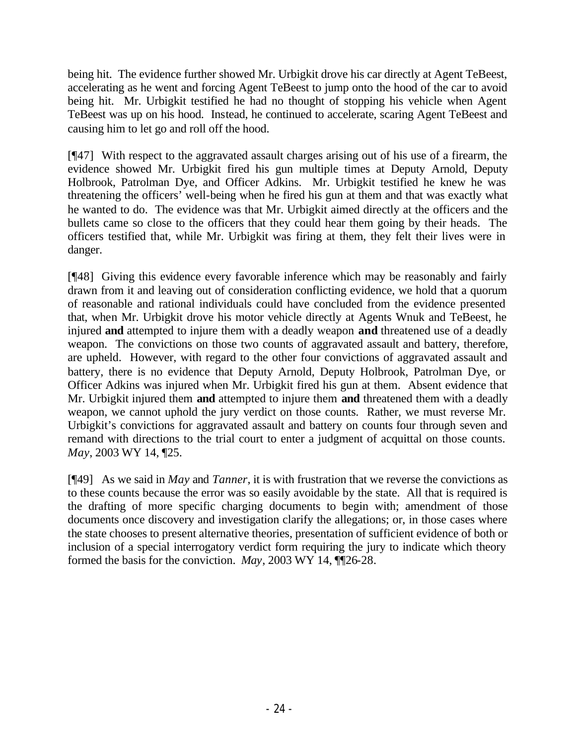being hit. The evidence further showed Mr. Urbigkit drove his car directly at Agent TeBeest, accelerating as he went and forcing Agent TeBeest to jump onto the hood of the car to avoid being hit. Mr. Urbigkit testified he had no thought of stopping his vehicle when Agent TeBeest was up on his hood. Instead, he continued to accelerate, scaring Agent TeBeest and causing him to let go and roll off the hood.

[¶47] With respect to the aggravated assault charges arising out of his use of a firearm, the evidence showed Mr. Urbigkit fired his gun multiple times at Deputy Arnold, Deputy Holbrook, Patrolman Dye, and Officer Adkins. Mr. Urbigkit testified he knew he was threatening the officers' well-being when he fired his gun at them and that was exactly what he wanted to do. The evidence was that Mr. Urbigkit aimed directly at the officers and the bullets came so close to the officers that they could hear them going by their heads. The officers testified that, while Mr. Urbigkit was firing at them, they felt their lives were in danger.

[¶48] Giving this evidence every favorable inference which may be reasonably and fairly drawn from it and leaving out of consideration conflicting evidence, we hold that a quorum of reasonable and rational individuals could have concluded from the evidence presented that, when Mr. Urbigkit drove his motor vehicle directly at Agents Wnuk and TeBeest, he injured **and** attempted to injure them with a deadly weapon **and** threatened use of a deadly weapon. The convictions on those two counts of aggravated assault and battery, therefore, are upheld. However, with regard to the other four convictions of aggravated assault and battery, there is no evidence that Deputy Arnold, Deputy Holbrook, Patrolman Dye, or Officer Adkins was injured when Mr. Urbigkit fired his gun at them. Absent evidence that Mr. Urbigkit injured them **and** attempted to injure them **and** threatened them with a deadly weapon, we cannot uphold the jury verdict on those counts. Rather, we must reverse Mr. Urbigkit's convictions for aggravated assault and battery on counts four through seven and remand with directions to the trial court to enter a judgment of acquittal on those counts. *May*, 2003 WY 14, ¶25.

[¶49] As we said in *May* and *Tanner*, it is with frustration that we reverse the convictions as to these counts because the error was so easily avoidable by the state. All that is required is the drafting of more specific charging documents to begin with; amendment of those documents once discovery and investigation clarify the allegations; or, in those cases where the state chooses to present alternative theories, presentation of sufficient evidence of both or inclusion of a special interrogatory verdict form requiring the jury to indicate which theory formed the basis for the conviction. *May*, 2003 WY 14, ¶¶26-28.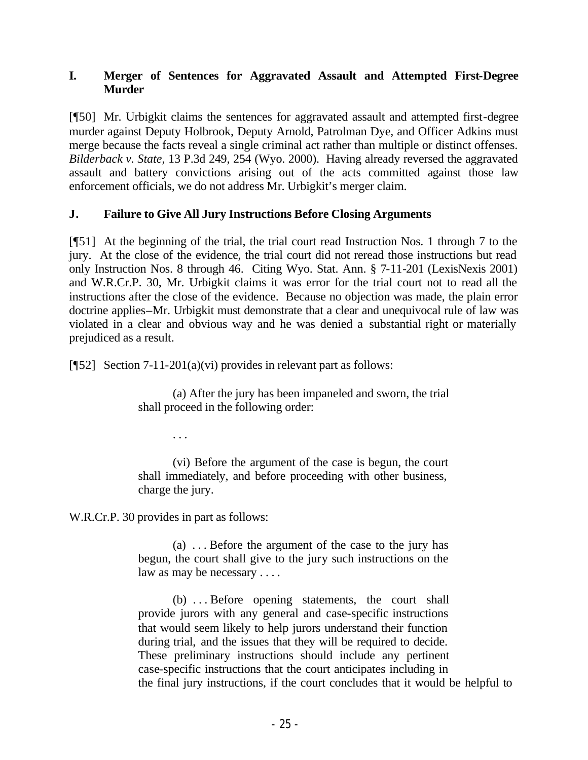## I. Merger of Sentences for Aggravated Assault and Attempted First-Degree Murder

[¶50] Mr. Urbigkit claims the sentences for aggravated assault and attempted first-degree murder against Deputy Holbrook, Deputy Arnold, Patrolman Dye, and Officer Adkins must merge because the facts reveal a single criminal act rather than multiple or distinct offenses. *Bilderback v. State*, 13 P.3d 249, 254 (Wyo. 2000). Having already reversed the aggravated assault and battery convictions arising out of the acts committed against those law enforcement officials, we do not address Mr. Urbigkit's merger claim.

## J. Failure to Give All Jury Instructions Before Closing Arguments

[¶51] At the beginning of the trial, the trial court read Instruction Nos. 1 through 7 to the jury. At the close of the evidence, the trial court did not reread those instructions but read only Instruction Nos. 8 through 46. Citing Wyo. Stat. Ann. § 7-11-201 (LexisNexis 2001) and W.R.Cr.P. 30, Mr. Urbigkit claims it was error for the trial court not to read all the instructions after the close of the evidence. Because no objection was made, the plain error doctrine applies–Mr. Urbigkit must demonstrate that a clear and unequivocal rule of law was violated in a clear and obvious way and he was denied a substantial right or materially prejudiced as a result.

[¶52] Section 7-11-201(a)(vi) provides in relevant part as follows:

> (a) After the jury has been impaneled and sworn, the trial shall proceed in the following order:
>
> . . .
>
> (vi) Before the argument of the case is begun, the court shall immediately, and before proceeding with other business, charge the jury.

W.R.Cr.P. 30 provides in part as follows:

> (a) . . . Before the argument of the case to the jury has begun, the court shall give to the jury such instructions on the law as may be necessary . . . .
>
> (b) . . . Before opening statements, the court shall provide jurors with any general and case-specific instructions that would seem likely to help jurors understand their function during trial, and the issues that they will be required to decide. These preliminary instructions should include any pertinent case-specific instructions that the court anticipates including in the final jury instructions, if the court concludes that it would be helpful to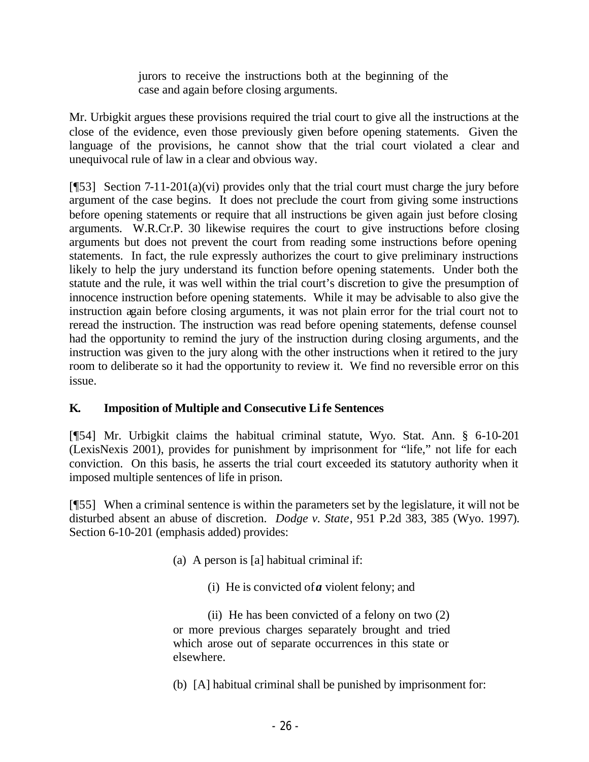> jurors to receive the instructions both at the beginning of the case and again before closing arguments.

Mr. Urbigkit argues these provisions required the trial court to give all the instructions at the close of the evidence, even those previously given before opening statements. Given the language of the provisions, he cannot show that the trial court violated a clear and unequivocal rule of law in a clear and obvious way.

[¶53] Section 7-11-201(a)(vi) provides only that the trial court must charge the jury before argument of the case begins. It does not preclude the court from giving some instructions before opening statements or require that all instructions be given again just before closing arguments. W.R.Cr.P. 30 likewise requires the court to give instructions before closing arguments but does not prevent the court from reading some instructions before opening statements. In fact, the rule expressly authorizes the court to give preliminary instructions likely to help the jury understand its function before opening statements. Under both the statute and the rule, it was well within the trial court's discretion to give the presumption of innocence instruction before opening statements. While it may be advisable to also give the instruction again before closing arguments, it was not plain error for the trial court not to reread the instruction. The instruction was read before opening statements, defense counsel had the opportunity to remind the jury of the instruction during closing arguments, and the instruction was given to the jury along with the other instructions when it retired to the jury room to deliberate so it had the opportunity to review it. We find no reversible error on this issue.

### K. Imposition of Multiple and Consecutive Life Sentences

[¶54] Mr. Urbigkit claims the habitual criminal statute, Wyo. Stat. Ann. § 6-10-201 (LexisNexis 2001), provides for punishment by imprisonment for "life," not life for each conviction. On this basis, he asserts the trial court exceeded its statutory authority when it imposed multiple sentences of life in prison.

[¶55] When a criminal sentence is within the parameters set by the legislature, it will not be disturbed absent an abuse of discretion. *Dodge v. State*, 951 P.2d 383, 385 (Wyo. 1997). Section 6-10-201 (emphasis added) provides:

> (a) A person is [a] habitual criminal if:
>
> (i) He is convicted of ***a*** violent felony; and
>
> (ii) He has been convicted of a felony on two (2) or more previous charges separately brought and tried which arose out of separate occurrences in this state or elsewhere.
>
> (b) [A] habitual criminal shall be punished by imprisonment for: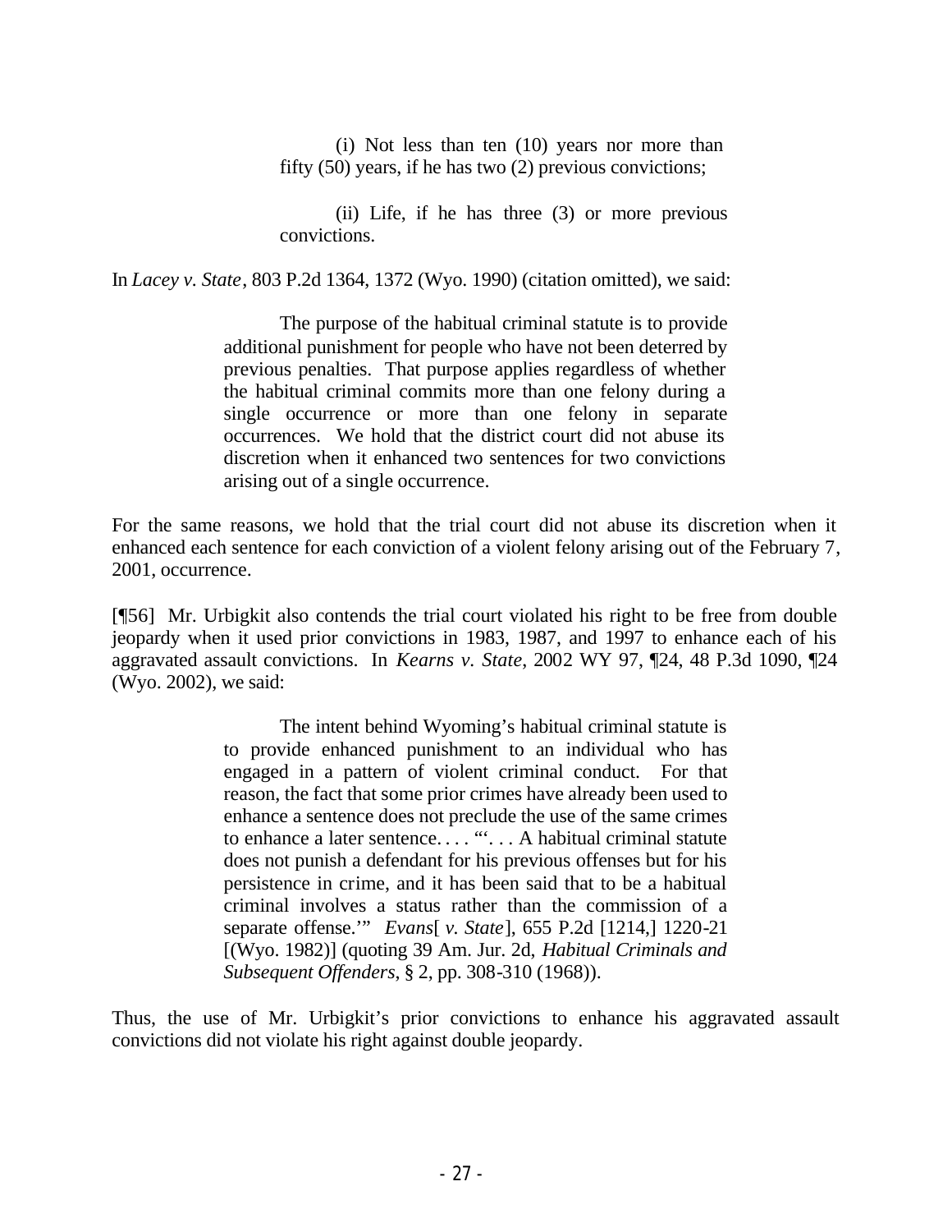> (i) Not less than ten (10) years nor more than fifty (50) years, if he has two (2) previous convictions;
>
> (ii) Life, if he has three (3) or more previous convictions.

In *Lacey v. State*, 803 P.2d 1364, 1372 (Wyo. 1990) (citation omitted), we said:

> The purpose of the habitual criminal statute is to provide additional punishment for people who have not been deterred by previous penalties. That purpose applies regardless of whether the habitual criminal commits more than one felony during a single occurrence or more than one felony in separate occurrences. We hold that the district court did not abuse its discretion when it enhanced two sentences for two convictions arising out of a single occurrence.

For the same reasons, we hold that the trial court did not abuse its discretion when it enhanced each sentence for each conviction of a violent felony arising out of the February 7, 2001, occurrence.

[¶56] Mr. Urbigkit also contends the trial court violated his right to be free from double jeopardy when it used prior convictions in 1983, 1987, and 1997 to enhance each of his aggravated assault convictions. In *Kearns v. State*, 2002 WY 97, ¶24, 48 P.3d 1090, ¶24 (Wyo. 2002), we said:

> The intent behind Wyoming's habitual criminal statute is to provide enhanced punishment to an individual who has engaged in a pattern of violent criminal conduct. For that reason, the fact that some prior crimes have already been used to enhance a sentence does not preclude the use of the same crimes to enhance a later sentence. . . . "'. . . A habitual criminal statute does not punish a defendant for his previous offenses but for his persistence in crime, and it has been said that to be a habitual criminal involves a status rather than the commission of a separate offense.'" *Evans*[ *v. State*], 655 P.2d [1214,] 1220-21 [(Wyo. 1982)] (quoting 39 Am. Jur. 2d, *Habitual Criminals and Subsequent Offenders*, § 2, pp. 308-310 (1968)).

Thus, the use of Mr. Urbigkit's prior convictions to enhance his aggravated assault convictions did not violate his right against double jeopardy.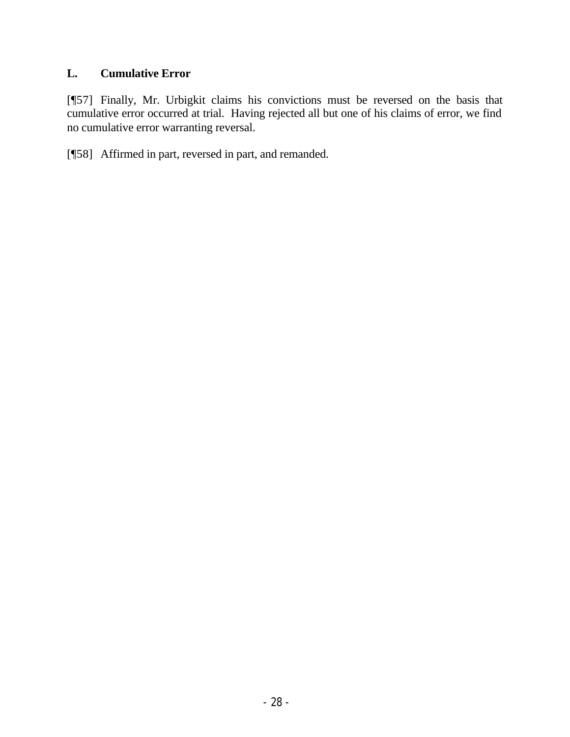### L. Cumulative Error

[¶57] Finally, Mr. Urbigkit claims his convictions must be reversed on the basis that cumulative error occurred at trial. Having rejected all but one of his claims of error, we find no cumulative error warranting reversal.

[¶58] Affirmed in part, reversed in part, and remanded.